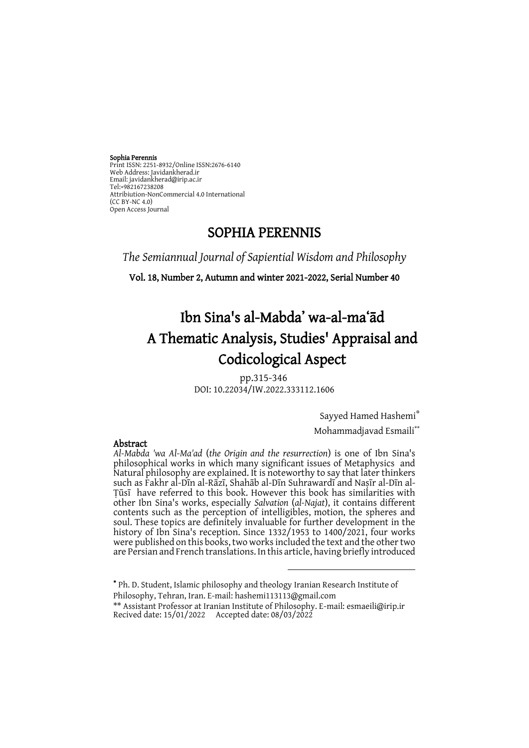**Sophia Perennis**
Print ISSN: 2251-8932/Online ISSN:2676-6140
Web Address: Javidankherad.ir
Email: javidankherad@irip.ac.ir
Tel:+982167238208
Attribiution-NonCommercial 4.0 International
(CC BY-NC 4.0)
Open Access Journal

# SOPHIA PERENNIS

*The Semiannual Journal of Sapiential Wisdom and Philosophy*

**Vol. 18, Number 2, Autumn and winter 2021-2022, Serial Number 40**

# Ibn Sina's al-Mabdaʼ wa-al-maʻād A Thematic Analysis, Studies' Appraisal and Codicological Aspect

pp.315-346
DOI: 10.22034/IW.2022.333112.1606

Sayyed Hamed Hashemi[*]

Mohammadjavad Esmaili[**]

## Abstract

*Al-Mabda 'wa Al-Ma'ad* (*the Origin and the resurrection*) is one of Ibn Sina's philosophical works in which many significant issues of Metaphysics and Natural philosophy are explained. It is noteworthy to say that later thinkers such as Fakhr al-Dīn al-Rāzī, Shahāb al-Dīn Suhrawardī and Naṣīr al-Dīn al-Ṭūsī have referred to this book. However this book has similarities with other Ibn Sina's works, especially *Salvation* (*al-Najat*), it contains different contents such as the perception of intelligibles, motion, the spheres and soul. These topics are definitely invaluable for further development in the history of Ibn Sina's reception. Since 1332/1953 to 1400/2021, four works were published on this books, two works included the text and the other two are Persian and French translations. In this article, having briefly introduced

---

[*] Ph. D. Student, Islamic philosophy and theology Iranian Research Institute of Philosophy, Tehran, Iran. E-mail: hashemi113113@gmail.com

[**] Assistant Professor at Iranian Institute of Philosophy. E-mail: esmaeili@irip.ir
Recived date: 15/01/2022 Accepted date: 08/03/2022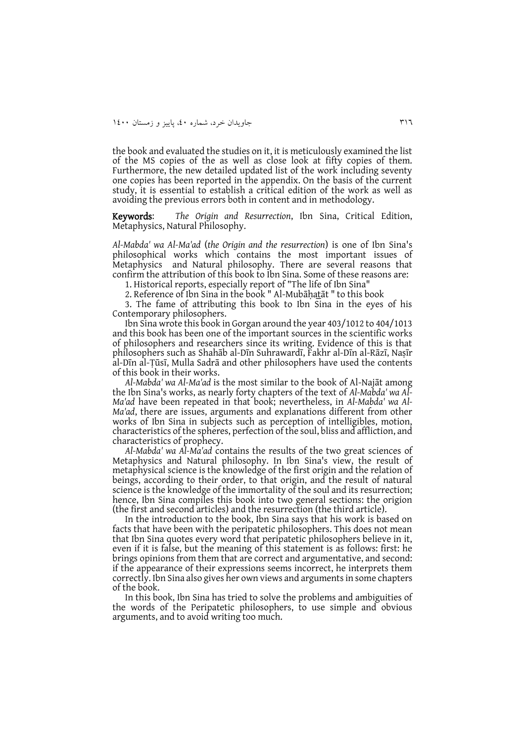the book and evaluated the studies on it, it is meticulously examined the list of the MS copies of the as well as close look at fifty copies of them. Furthermore, the new detailed updated list of the work including seventy one copies has been reported in the appendix. On the basis of the current study, it is essential to establish a critical edition of the work as well as avoiding the previous errors both in content and in methodology.

**Keywords**: *The Origin and Resurrection*, Ibn Sina, Critical Edition, Metaphysics, Natural Philosophy.

*Al-Mabda' wa Al-Ma'ad* (*the Origin and the resurrection*) is one of Ibn Sina's philosophical works which contains the most important issues of Metaphysics and Natural philosophy. There are several reasons that confirm the attribution of this book to Ibn Sina. Some of these reasons are:

1. Historical reports, especially report of "The life of Ibn Sina"
2. Reference of Ibn Sina in the book " Al-Mubāḥaṯāt " to this book
3. The fame of attributing this book to Ibn Sina in the eyes of his Contemporary philosophers.

Ibn Sina wrote this book in Gorgan around the year 403/1012 to 404/1013 and this book has been one of the important sources in the scientific works of philosophers and researchers since its writing. Evidence of this is that philosophers such as Shahāb al-Dīn Suhrawardī, Fakhr al-Dīn al-Rāzī, Naṣīr al-Dīn al-Ṭūsī, Mulla Sadrā and other philosophers have used the contents of this book in their works.

*Al-Mabda' wa Al-Ma'ad* is the most similar to the book of Al-Najāt among the Ibn Sina's works, as nearly forty chapters of the text of *Al-Mabda' wa Al-Ma'ad* have been repeated in that book; nevertheless, in *Al-Mabda' wa Al-Ma'ad*, there are issues, arguments and explanations different from other works of Ibn Sina in subjects such as perception of intelligibles, motion, characteristics of the spheres, perfection of the soul, bliss and affliction, and characteristics of prophecy.

*Al-Mabda' wa Al-Ma'ad* contains the results of the two great sciences of Metaphysics and Natural philosophy. In Ibn Sina's view, the result of metaphysical science is the knowledge of the first origin and the relation of beings, according to their order, to that origin, and the result of natural science is the knowledge of the immortality of the soul and its resurrection; hence, Ibn Sina compiles this book into two general sections: the origion (the first and second articles) and the resurrection (the third article).

In the introduction to the book, Ibn Sina says that his work is based on facts that have been with the peripatetic philosophers. This does not mean that Ibn Sina quotes every word that peripatetic philosophers believe in it, even if it is false, but the meaning of this statement is as follows: first: he brings opinions from them that are correct and argumentative, and second: if the appearance of their expressions seems incorrect, he interprets them correctly. Ibn Sina also gives her own views and arguments in some chapters of the book.

In this book, Ibn Sina has tried to solve the problems and ambiguities of the words of the Peripatetic philosophers, to use simple and obvious arguments, and to avoid writing too much.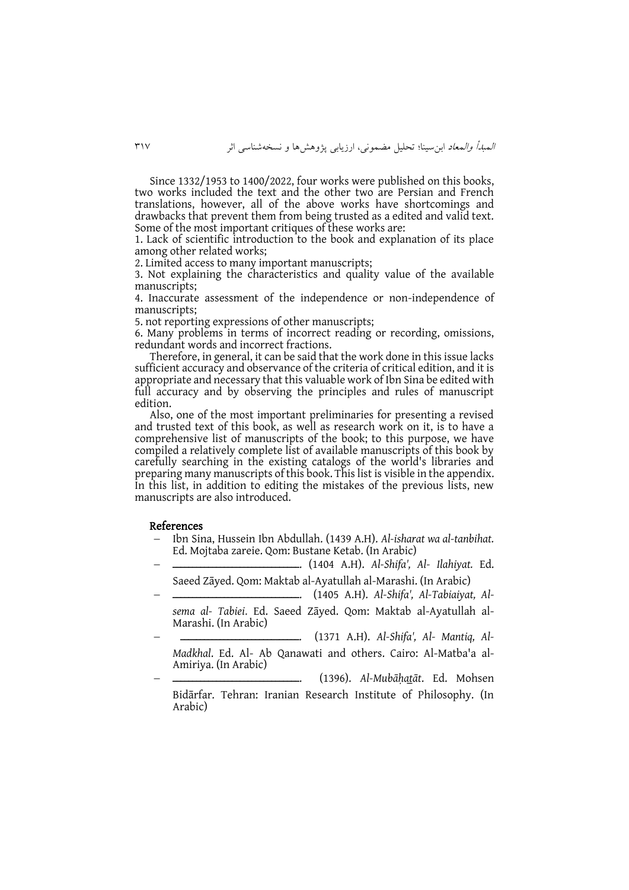Since 1332/1953 to 1400/2022, four works were published on this books, two works included the text and the other two are Persian and French translations, however, all of the above works have shortcomings and drawbacks that prevent them from being trusted as a edited and valid text. Some of the most important critiques of these works are:

1. Lack of scientific introduction to the book and explanation of its place among other related works;
2. Limited access to many important manuscripts;
3. Not explaining the characteristics and quality value of the available manuscripts;
4. Inaccurate assessment of the independence or non-independence of manuscripts;
5. not reporting expressions of other manuscripts;
6. Many problems in terms of incorrect reading or recording, omissions, redundant words and incorrect fractions.

Therefore, in general, it can be said that the work done in this issue lacks sufficient accuracy and observance of the criteria of critical edition, and it is appropriate and necessary that this valuable work of Ibn Sina be edited with full accuracy and by observing the principles and rules of manuscript edition.

Also, one of the most important preliminaries for presenting a revised and trusted text of this book, as well as research work on it, is to have a comprehensive list of manuscripts of the book; to this purpose, we have compiled a relatively complete list of available manuscripts of this book by carefully searching in the existing catalogs of the world's libraries and preparing many manuscripts of this book. This list is visible in the appendix. In this list, in addition to editing the mistakes of the previous lists, new manuscripts are also introduced.

## References

- Ibn Sina, Hussein Ibn Abdullah. (1439 A.H). *Al-isharat wa al-tanbihat.* Ed. Mojtaba zareie. Qom: Bustane Ketab. (In Arabic)
- ________________________. (1404 A.H). *Al-Shifa', Al- Ilahiyat.* Ed. Saeed Zāyed. Qom: Maktab al-Ayatullah al-Marashi. (In Arabic)
- ________________________. (1405 A.H). *Al-Shifa', Al-Tabiaiyat, Al-sema al- Tabiei*. Ed. Saeed Zāyed. Qom: Maktab al-Ayatullah al-Marashi. (In Arabic)
- ________________________. (1371 A.H). *Al-Shifa', Al- Mantiq, Al-Madkhal*. Ed. Al- Ab Qanawati and others. Cairo: Al-Matba'a al-Amiriya. (In Arabic)
- ________________________. (1396). *Al-Mubāḥaṯāt*. Ed. Mohsen Bidārfar. Tehran: Iranian Research Institute of Philosophy. (In Arabic)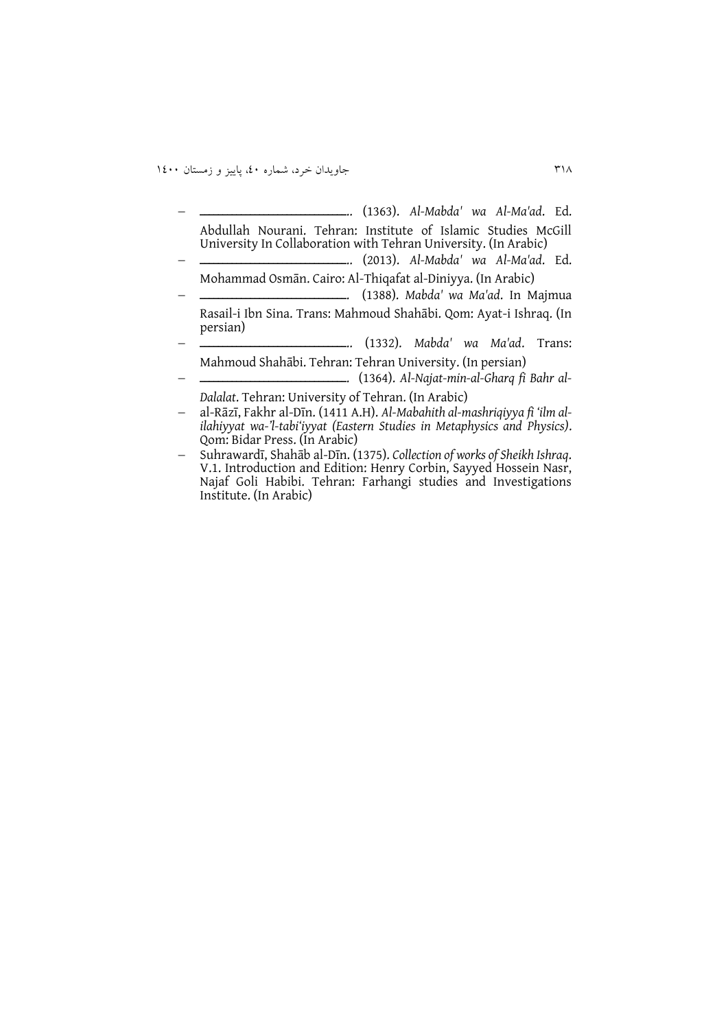- ________________________. (1363). *Al-Mabda' wa Al-Ma'ad*. Ed. Abdullah Nourani. Tehran: Institute of Islamic Studies McGill University In Collaboration with Tehran University. (In Arabic)
- ________________________. (2013). *Al-Mabda' wa Al-Ma'ad*. Ed. Mohammad Osmān. Cairo: Al-Thiqafat al-Diniyya. (In Arabic)
- ________________________. (1388). *Mabda' wa Ma'ad*. In Majmua Rasail-i Ibn Sina. Trans: Mahmoud Shahābi. Qom: Ayat-i Ishraq. (In persian)
- ________________________. (1332). *Mabda' wa Ma'ad*. Trans: Mahmoud Shahābi. Tehran: Tehran University. (In persian)
- ________________________. (1364). *Al-Najat-min-al-Gharq fi Bahr al-Dalalat*. Tehran: University of Tehran. (In Arabic)
- al-Rāzī, Fakhr al-Dīn. (1411 A.H). *Al-Mabahith al-mashriqiyya fi 'ilm al-ilahiyyat wa-'l-tabi'iyyat (Eastern Studies in Metaphysics and Physics)*. Qom: Bidar Press. (In Arabic)
- Suhrawardī, Shahāb al-Dīn. (1375). *Collection of works of Sheikh Ishraq*. V.1. Introduction and Edition: Henry Corbin, Sayyed Hossein Nasr, Najaf Goli Habibi. Tehran: Farhangi studies and Investigations Institute. (In Arabic)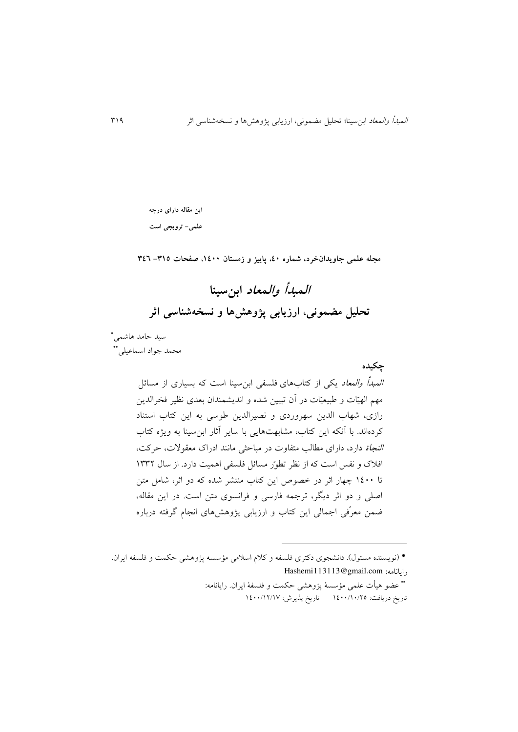**این مقاله دارای درجه علمی- ترویجی است**

**مجله علمی جاویدان‌خرد، شماره ٤٠، پاییز و زمستان ١٤٠٠، صفحات ٣١٥- ٣٤٦**

# *المبدأ والمعاد* ابن‌سینا
## تحلیل مضمونی، ارزیابی پژوهش‌ها و نسخه‌شناسی اثر

سید حامد هاشمی*

محمد جواد اسماعیلی**

### چکیده

*المبدأ والمعاد* یکی از کتاب‌های فلسفی ابن‌سینا است که بسیاری از مسائل مهم الهیّات و طبیعیّات در آن تبیین شده و اندیشمندان بعدی نظیر فخرالدین رازی، شهاب الدین سهروردی و نصیرالدین طوسی به این کتاب استناد کرده‌اند. با آنکه این کتاب، مشابهت‌هایی با سایر آثار ابن‌سینا به ویژه کتاب *النجاة* دارد، دارای مطالب متفاوت در مباحثی مانند ادراک معقولات، حرکت، افلاک و نفس است که از نظر تطوّر مسائل فلسفی اهمیت دارد. از سال ١٣٣٢ تا ١٤٠٠ چهار اثر در خصوص این کتاب منتشر شده که دو اثر، شامل متن اصلی و دو اثر دیگر، ترجمه فارسی و فرانسوی متن است. در این مقاله، ضمن معرّفی اجمالی این کتاب و ارزیابی پژوهش‌های انجام گرفته درباره

---

* (نویسنده مسئول). دانشجوی دکتری فلسفه و کلام اسلامی مؤسسه پژوهشی حکمت و فلسفه ایران. رایانامه: Hashemi113113@gmail.com

** عضو هیأت علمی مؤسسهٔ پژوهشی حکمت و فلسفهٔ ایران. رایانامه:

تاریخ دریافت: ١٤٠٠/١٠/٢٥ تاریخ پذیرش: ١٤٠٠/١٢/١٧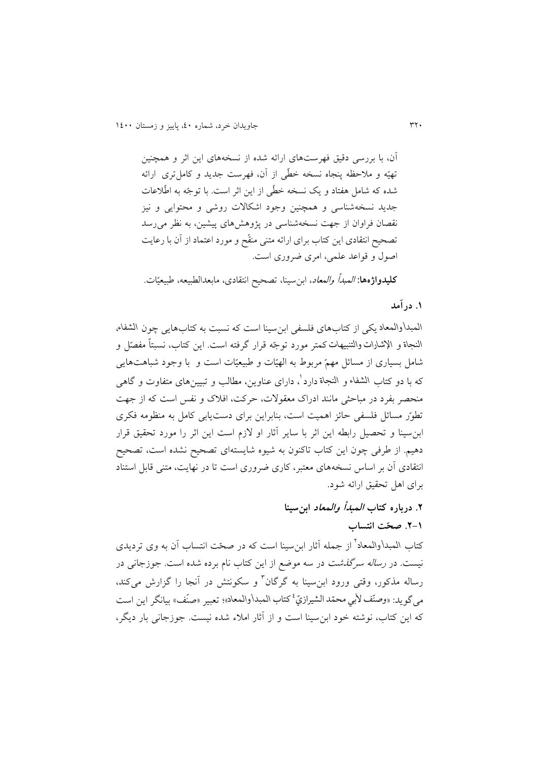آن، با بررسی دقیق فهرست‌های ارائه شده از نسخه‌های این اثر و همچنین تهیّه و ملاحظه پنجاه نسخه خطّی از آن، فهرست جدید و کامل‌تری ارائه شده که شامل هفتاد و یک نسخه خطّی از این اثر است. با توجّه به اطّلاعات جدید نسخه‌شناسی و همچنین وجود اشکالات روشی و محتوایی و نیز نقصان فراوان از جهت نسخه‌شناسی در پژوهش‌های پیشین، به نظر می‌رسد تصحیح انتقادی این کتاب برای ارائه متنی منقّح و مورد اعتماد از آن با رعایت اصول و قواعد علمی، امری ضروری است.

**کلیدواژه‌ها:** *المبدأ والمعاد*، ابن‌سینا، تصحیح انتقادی، مابعدالطبیعه، طبیعیّات.

## ۱. درآمد

المبدأوالمعاد یکی از کتاب‌های فلسفی ابن‌سینا است که نسبت به کتاب‌هایی چون الشفاء، النجاة و الإشارات والتنبیهات کمتر مورد توجّه قرار گرفته است. این کتاب، نسبتاً مفصّل و شامل بسیاری از مسائل مهمّ مربوط به الهیّات و طبیعیّات است و با وجود شباهت‌هایی که با دو کتاب الشفاء و النجاة دارد[۱]، دارای عناوین، مطالب و تبیین‌های متفاوت و گاهی منحصر بفرد در مباحثی مانند ادراک معقولات، حرکت، افلاک و نفس است که از جهت تطوّر مسائل فلسفی حائز اهمیت است، بنابراین برای دست‌یابی کامل به منظومه فکری ابن‌سینا و تحصیل رابطه این اثر با سایر آثار او لازم است این اثر را مورد تحقیق قرار دهیم. از طرفی چون این کتاب تاکنون به شیوه شایسته‌ای تصحیح نشده است، تصحیح انتقادی آن بر اساس نسخه‌های معتبر، کاری ضروری است تا در نهایت، متنی قابل استناد برای اهل تحقیق ارائه شود.

## ۲. درباره کتاب *المبدأ والمعاد* ابن‌سینا

### ۱-۲. صحّت انتساب

کتاب المبدأوالمعاد[۲] از جمله آثار ابن‌سینا است که در صحّت انتساب آن به وی تردیدی نیست. در *رساله سرگذشت* در سه موضع از این کتاب نام برده شده است. جوزجانی در رساله مذکور، وقتی ورود ابن‌سینا به گرگان[۳] و سکونتش در آنجا را گزارش می‌کند، می‌گوید: «وصنّف لأبي محمّد الشیرازيّ[۴] کتاب المبدأوالمعاد»؛ تعبیر «صنّف» بیانگر این است که این کتاب، نوشته خود ابن‌سینا است و از آثار املاء شده نیست. جوزجانی بار دیگر،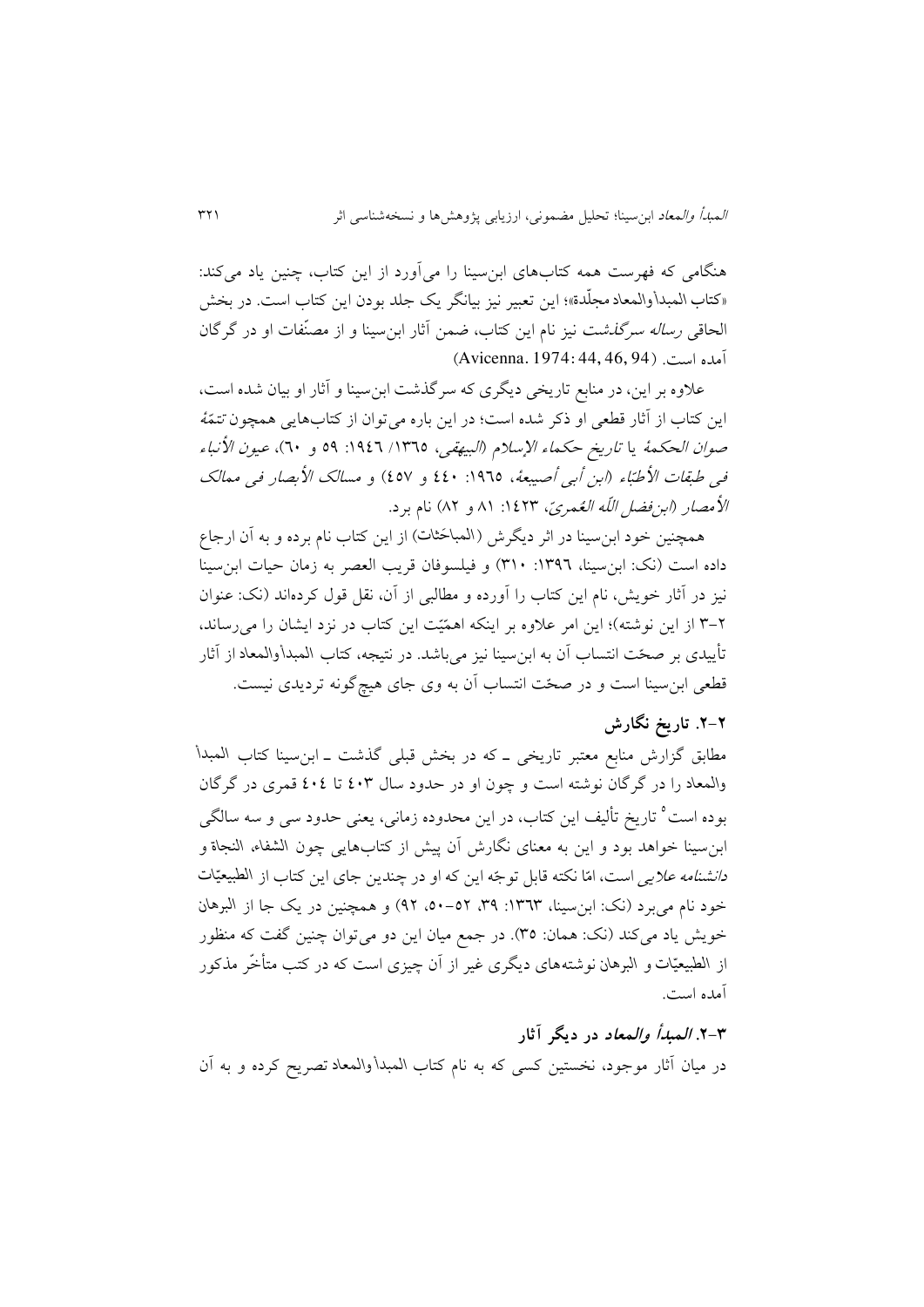هنگامی که فهرست همه کتاب‌های ابن‌سینا را می‌آورد از این کتاب، چنین یاد می‌کند: «کتاب المبدأوالمعاد مجلّدة»؛ این تعبیر نیز بیانگر یک جلد بودن این کتاب است. در بخش الحاقی *رساله سرگذشت* نیز نام این کتاب، ضمن آثار ابن‌سینا و از مصنّفات او در گرگان آمده است. (Avicenna. 1974: 44, 46, 94)

علاوه بر این، در منابع تاریخی دیگری که سرگذشت ابن‌سینا و آثار او بیان شده است، این کتاب از آثار قطعی او ذکر شده است؛ در این باره می‌توان از کتاب‌هایی همچون *تتمّة صوان الحکمة* یا *تاریخ حکماء الإسلام* (*البیهقی*، ۱۳۶۵/ ۱۹۴۶: ۵۹ و ۶۰)، *عیون الأنباء فی طبقات الأطبّاء* (*ابن أبی أصیبعة*، ۱۹۶۵: ۴۴۰ و ۴۵۷) و *مسالک الأبصار فی ممالک الأمصار* (*ابن‌فضل الله العُمریّ*، ۱۴۲۳: ۸۱ و ۸۲) نام برد.

همچنین خود ابن‌سینا در اثر دیگرش (المباحَثات) از این کتاب نام برده و به آن ارجاع داده است (نک: ابن‌سینا، ۱۳۹۶: ۳۱۰) و فیلسوفان قریب العصر به زمان حیات ابن‌سینا نیز در آثار خویش، نام این کتاب را آورده و مطالبی از آن، نقل قول کرده‌اند (نک: عنوان ۲–۳ از این نوشته)؛ این امر علاوه بر اینکه اهمیّت این کتاب در نزد ایشان را می‌رساند، تأییدی بر صحّت انتساب آن به ابن‌سینا نیز می‌باشد. در نتیجه، کتاب المبدأوالمعاد از آثار قطعی ابن‌سینا است و در صحّت انتساب آن به وی جای هیچ‌گونه تردیدی نیست.

### ۲-۲. تاریخ نگارش

مطابق گزارش منابع معتبر تاریخی ـ که در بخش قبلی گذشت ـ ابن‌سینا کتاب المبدأ والمعاد را در گرگان نوشته است و چون او در حدود سال ۴۰۳ تا ۴۰۴ قمری در گرگان بوده است[۵] تاریخ تألیف این کتاب، در این محدوده زمانی، یعنی حدود سی و سه سالگی ابن‌سینا خواهد بود و این به معنای نگارش آن پیش از کتاب‌هایی چون الشفاء، النجاة و *دانشنامه علایی* است، امّا نکته قابل توجّه این که او در چندین جای این کتاب از الطبیعیّات خود نام می‌برد (نک: ابن‌سینا، ۱۳۶۳: ۳۹، ۵۲–۵۰، ۹۲) و همچنین در یک جا از البرهان خویش یاد می‌کند (نک: همان: ۳۵). در جمع میان این دو می‌توان چنین گفت که منظور از الطبیعیّات و البرهان نوشته‌های دیگری غیر از آن چیزی است که در کتب متأخّر مذکور آمده است.

### ۳-۲. *المبدأ والمعاد* در دیگر آثار

در میان آثار موجود، نخستین کسی که به نام کتاب المبدأوالمعاد تصریح کرده و به آن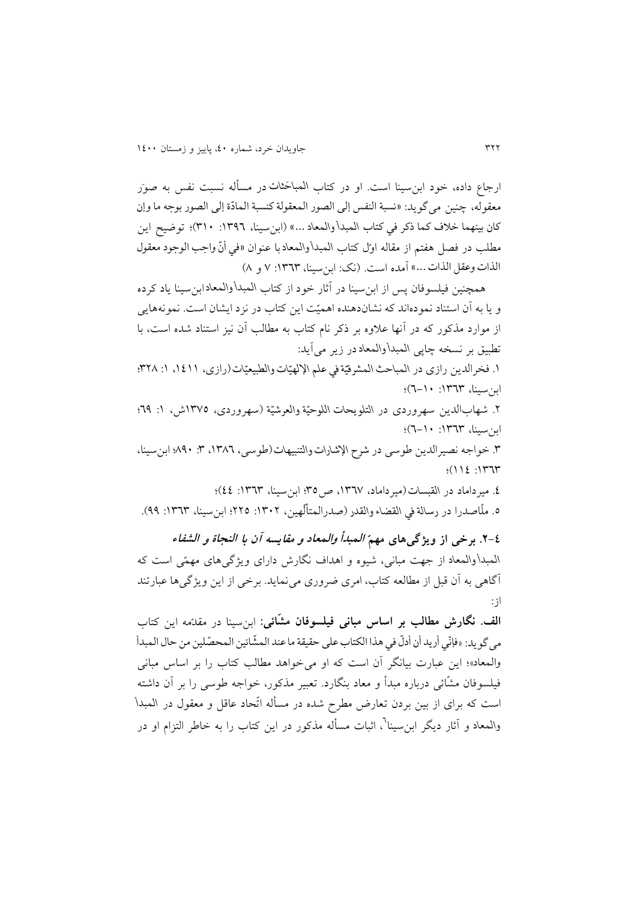ارجاع داده، خود ابن‌سینا است. او در کتاب المباحَثات در مسأله نسبت نفس به صوَر معقوله، چنین می‌گوید: «نسبة النفس إلی الصور المعقولة کنسبة المادّة إلی الصور بوجه ما وإن کان بینهما خلاف کما ذکر في کتاب المبدأ والمعاد ...» (ابن‌سینا، ١٣٩٦: ٣١٠)؛ توضیح این مطلب در فصل هفتم از مقاله اوّل کتاب المبدأوالمعاد با عنوان «في أنّ واجب الوجود معقول الذات وعقل الذات ...» آمده است. (نک: ابن‌سینا، ١٣٦٣: ٧ و ٨)

همچنین فیلسوفان پس از ابن‌سینا در آثار خود از کتاب المبدأوالمعاد ابن‌سینا یاد کرده و یا به آن استناد نموده‌اند که نشان‌دهنده اهمیّت این کتاب در نزد ایشان است. نمونه‌هایی از موارد مذکور که در آنها علاوه بر ذکر نام کتاب به مطالب آن نیز استناد شده است، با تطبیق بر نسخه چاپی المبدأوالمعاد در زیر می‌آید:

١. فخرالدین رازی در المباحث المشرقیّة في علم الإلهیّات والطبیعیّات (رازی، ١٤١١، ١: ٣٢٨؛ ابن‌سینا، ١٣٦٣: ١٠-٦)؛

٢. شهاب‌الدین سهروردی در التلویحات اللوحیّة والعرشیّة (سهروردی، ١٣٧٥ش، ١: ٦٩؛ ابن‌سینا، ١٣٦٣: ١٠-٦)؛

٣. خواجه نصیرالدین طوسی در شرح الإشارات والتنبیهات (طوسی، ١٣٨٦، ٣: ٨٩٠؛ ابن‌سینا، ١٣٦٣: ١١٤)؛

٤. میرداماد در القبسات (میرداماد، ١٣٦٧، ص٣٥؛ ابن‌سینا، ١٣٦٣: ٤٤)؛

٥. ملّاصدرا در رسالة في القضاء والقدر (صدرالمتألّهین، ١٣٠٢: ٢٢٥؛ ابن‌سینا، ١٣٦٣: ٩٩).

### ٤-٢. برخی از ویژگی‌های مهمّ *المبدأ والمعاد* و مقایسه آن با *النجاة* و *الشفاء*

المبدأوالمعاد از جهت مبانی، شیوه و اهداف نگارش دارای ویژگی‌های مهمّی است که آگاهی به آن قبل از مطالعه کتاب، امری ضروری می‌نماید. برخی از این ویژگی‌ها عبارتند از:

**الف. نگارش مطالب بر اساس مبانی فیلسوفان مشّائی:** ابن‌سینا در مقدّمه این کتاب می‌گوید: «فإنّي أرید أن أدلّ في هذا الکتاب علی حقیقة ما عند المشّائین المحصّلین من حال المبدأ والمعاد»؛ این عبارت بیانگر آن است که او می‌خواهد مطالب کتاب را بر اساس مبانی فیلسوفان مشّائی درباره مبدأ و معاد بنگارد. تعبیر مذکور، خواجه طوسی را بر آن داشته است که برای از بین بردن تعارض مطرح شده در مسأله اتّحاد عاقل و معقول در المبدأ والمعاد و آثار دیگر ابن‌سینا[٦]، اثبات مسأله مذکور در این کتاب را به خاطر التزام او در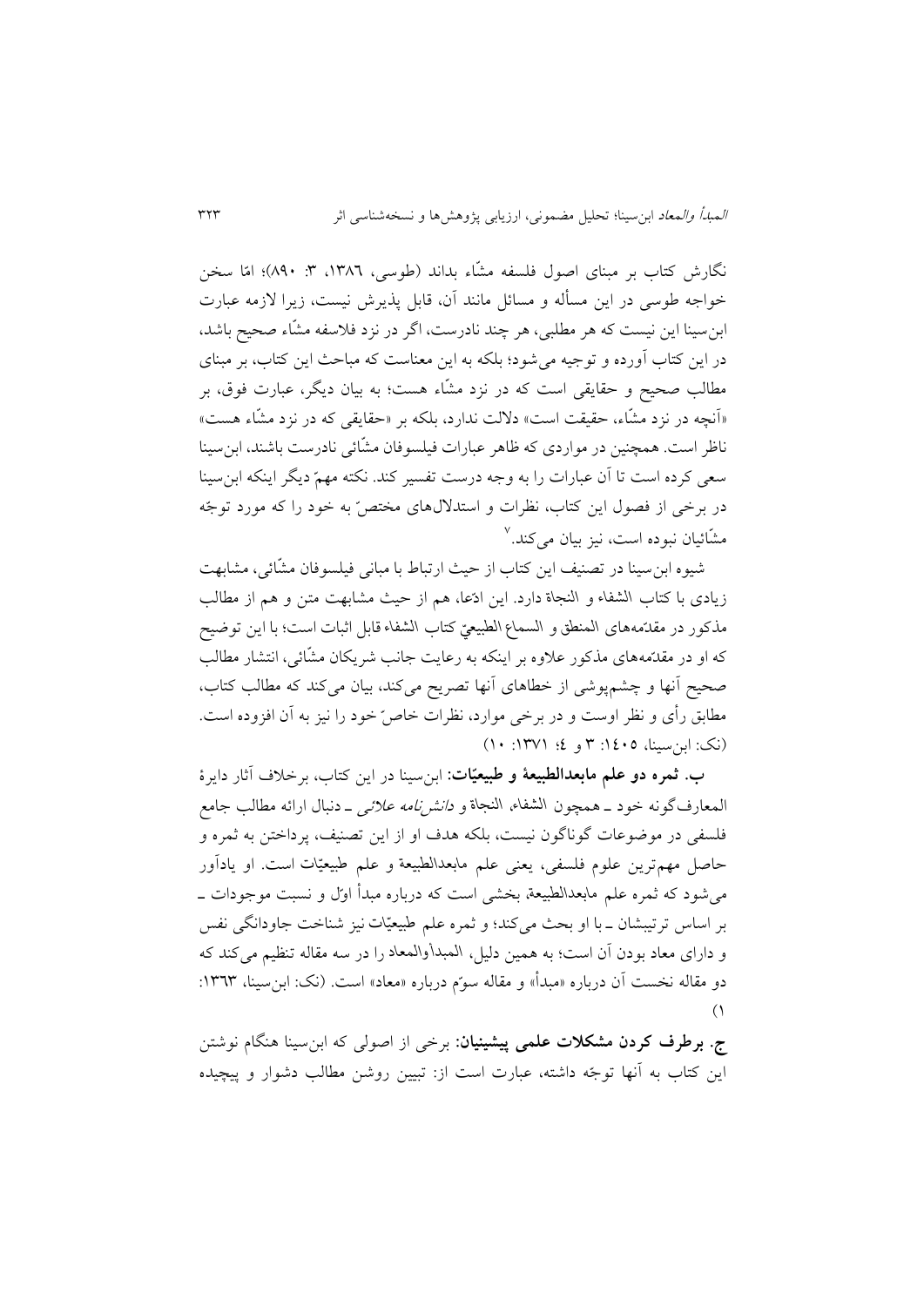نگارش کتاب بر مبنای اصول فلسفه مشّاء بداند (طوسی، ۱۳۸٦، ۳: ۸۹۰)؛ امّا سخن خواجه طوسی در این مسأله و مسائل مانند آن، قابل پذیرش نیست، زیرا لازمه عبارت ابن‌سینا این نیست که هر مطلبی، هر چند نادرست، اگر در نزد فلاسفه مشّاء صحیح باشد، در این کتاب آورده و توجیه می‌شود؛ بلکه به این معناست که مباحث این کتاب، بر مبنای مطالب صحیح و حقایقی است که در نزد مشّاء هست؛ به بیان دیگر، عبارت فوق، بر «آنچه در نزد مشّاء، حقیقت است» دلالت ندارد، بلکه بر «حقایقی که در نزد مشّاء هست» ناظر است. همچنین در مواردی که ظاهر عبارات فیلسوفان مشّائی نادرست باشند، ابن‌سینا سعی کرده است تا آن عبارات را به وجه درست تفسیر کند. نکته مهمّ دیگر اینکه ابن‌سینا در برخی از فصول این کتاب، نظرات و استدلال‌های مختصّ به خود را که مورد توجّه مشّائیان نبوده است، نیز بیان می‌کند.[۷]

شیوه ابن‌سینا در تصنیف این کتاب از حیث ارتباط با مبانی فیلسوفان مشّائی، مشابهت زیادی با کتاب الشفاء و النجاة دارد. این ادّعا، هم از حیث مشابهت متن و هم از مطالب مذکور در مقدّمه‌های المنطق و السماع الطبیعیّ کتاب الشفاء قابل اثبات است؛ با این توضیح که او در مقدّمه‌های مذکور علاوه بر اینکه به رعایت جانب شریکان مشّائی، انتشار مطالب صحیح آنها و چشم‌پوشی از خطاهای آنها تصریح می‌کند، بیان می‌کند که مطالب کتاب، مطابق رأی و نظر اوست و در برخی موارد، نظرات خاصّ خود را نیز به آن افزوده است. (نک: ابن‌سینا، ۱٤۰٥: ۳ و ٤؛ ۱۳۷۱: ۱۰)

**ب. ثمره دو علم مابعدالطبیعة و طبیعیّات:** ابن‌سینا در این کتاب، برخلاف آثار دایرة‌المعارف‌گونه خود ـ همچون الشفاء، النجاة و *دانش‌نامه علائی* ـ دنبال ارائه مطالب جامع فلسفی در موضوعات گوناگون نیست، بلکه هدف او از این تصنیف، پرداختن به ثمره و حاصل مهم‌ترین علوم فلسفی، یعنی علم مابعدالطبیعة و علم طبیعیّات است. او یادآور می‌شود که ثمره علم مابعدالطبیعة، بخشی است که درباره مبدأ اوّل و نسبت موجودات ـ بر اساس ترتیبشان ـ با او بحث می‌کند؛ و ثمره علم طبیعیّات نیز شناخت جاودانگی نفس و دارای معاد بودن آن است؛ به همین دلیل، المبدأ والمعاد را در سه مقاله تنظیم می‌کند که دو مقاله نخست آن درباره «مبدأ» و مقاله سوّم درباره «معاد» است. (نک: ابن‌سینا، ۱۳٦۳: ۱)

**ج. برطرف کردن مشکلات علمی پیشینیان:** برخی از اصولی که ابن‌سینا هنگام نوشتن این کتاب به آنها توجّه داشته، عبارت است از: تبیین روشن مطالب دشوار و پیچیده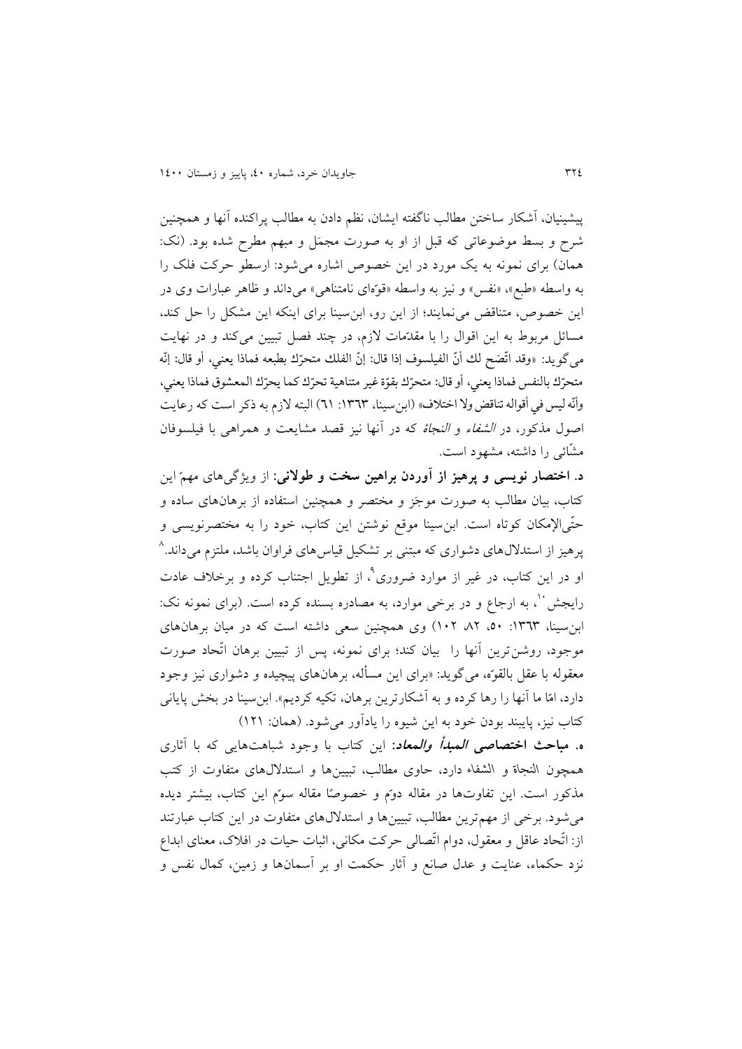پیشینیان، آشکار ساختن مطالب ناگفته ایشان، نظم دادن به مطالب پراکنده آنها و همچنین شرح و بسط موضوعاتی که قبل از او به صورت مجمَل و مبهم مطرح شده بود. (نک: همان) برای نمونه به یک مورد در این خصوص اشاره می‌شود: ارسطو حرکت فلک را به واسطه «طبع»، «نفس» و نیز به واسطه «قوّه‌ای نامتناهی» می‌داند و ظاهر عبارات وی در این خصوص، متناقض می‌نمایند؛ از این رو، ابن‌سینا برای اینکه این مشکل را حل کند، مسائل مربوط به این اقوال را با مقدّمات لازم، در چند فصل تبیین می‌کند و در نهایت می‌گوید: «وقد اتّضح لك أنّ الفيلسوف إذا قال: إنّ الفلك متحرّك بطبعه فماذا يعني، أو قال: إنّه متحرّك بالنفس فماذا يعني، أو قال: متحرّك بقوّة غير متناهية تحرّك كما يحرّك المعشوق فماذا يعني، وأنّه ليس في أقواله تناقض ولا اختلاف» (ابن‌سینا، ۱۳۶۳: ۶۱) البته لازم به ذکر است که رعایت اصول مذکور، در *الشفاء* و *النجاة* که در آنها نیز قصد مشایعت و همراهی با فیلسوفان مشّائی را داشته، مشهود است.

**د. اختصار نویسی و پرهیز از آوردن براهین سخت و طولانی:** از ویژگی‌های مهمّ این کتاب، بیان مطالب به صورت موجَز و مختصر و همچنین استفاده از برهان‌های ساده و حتّی‌الإمکان کوتاه است. ابن‌سینا موقع نوشتن این کتاب، خود را به مختصرنویسی و پرهیز از استدلال‌های دشواری که مبتنی بر تشکیل قیاس‌های فراوان باشد، ملتزم می‌داند.[8] او در این کتاب، در غیر از موارد ضروری[9]، از تطویل اجتناب کرده و برخلاف عادت رایجش[10]، به ارجاع و در برخی موارد، به مصادره بسنده کرده است. (برای نمونه نک: ابن‌سینا، ۱۳۶۳: ۵۰، ۸۲، ۱۰۲) وی همچنین سعی داشته است که در میان برهان‌های موجود، روشن‌ترین آنها را بیان کند؛ برای نمونه، پس از تبیین برهان اتّحاد صورت معقوله با عقل بالقوّه، می‌گوید: «برای این مسأله، برهان‌های پیچیده و دشواری نیز وجود دارد، امّا ما آنها را رها کرده و به آشکارترین برهان، تکیه کردیم». ابن‌سینا در بخش پایانی کتاب نیز، پایبند بودن خود به این شیوه را یادآور می‌شود. (همان: ۱۲۱)

**ه. مباحث اختصاصی *المبدأ والمعاد*:** این کتاب با وجود شباهت‌هایی که با آثاری همچون النجاة و الشفاء دارد، حاوی مطالب، تبیین‌ها و استدلال‌های متفاوت از کتب مذکور است. این تفاوت‌ها در مقاله دوّم و خصوصًا مقاله سوّم این کتاب، بیشتر دیده می‌شود. برخی از مهم‌ترین مطالب، تبیین‌ها و استدلال‌های متفاوت در این کتاب عبارتند از: اتّحاد عاقل و معقول، دوام اتّصالی حرکت مکانی، اثبات حیات در افلاک، معنای ابداع نزد حکماء، عنایت و عدل صانع و آثار حکمت او بر آسمان‌ها و زمین، کمال نفس و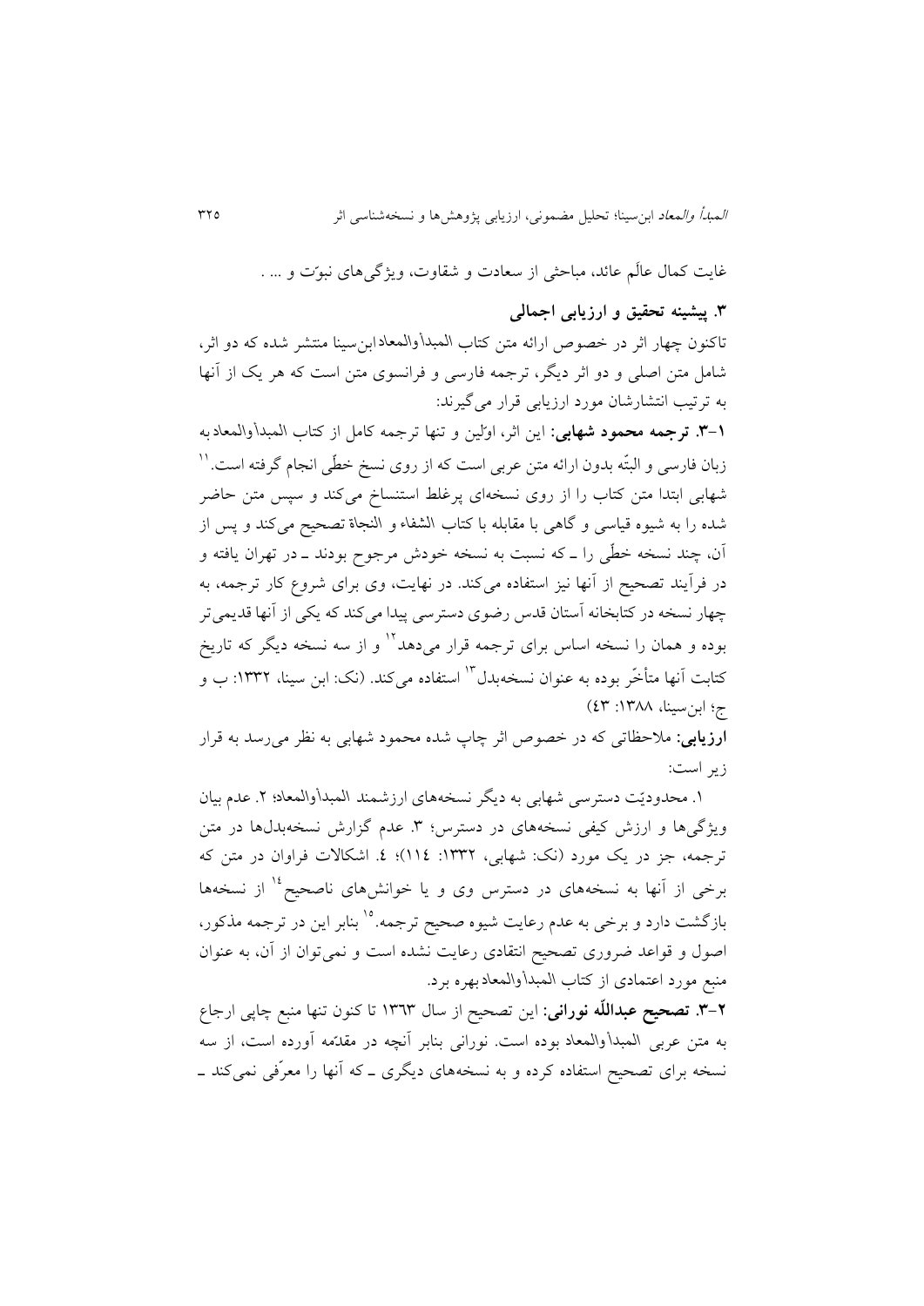غایت کمال عالَم عائد، مباحثی از سعادت و شقاوت، ویژگی‌های نبوّت و ... .

## ۳. پیشینه تحقیق و ارزیابی اجمالی

تاکنون چهار اثر در خصوص ارائه متن کتاب المبدأوالمعادابن‌سینا منتشر شده که دو اثر، شامل متن اصلی و دو اثر دیگر، ترجمه فارسی و فرانسوی متن است که هر یک از آنها به ترتیب انتشارشان مورد ارزیابی قرار می‌گیرند:

**۱-۳. ترجمه محمود شهابی:** این اثر، اوّلین و تنها ترجمه کامل از کتاب المبدأوالمعاد به زبان فارسی و البتّه بدون ارائه متن عربی است که از روی نسخ خطّی انجام گرفته است.[۱۱] شهابی ابتدا متن کتاب را از روی نسخه‌ای پرغلط استنساخ می‌کند و سپس متن حاضر شده را به شیوه قیاسی و گاهی با مقابله با کتاب الشفاء و النجاة تصحیح می‌کند و پس از آن، چند نسخه خطّی را ــ که نسبت به نسخه خودش مرجوح بودند ــ در تهران یافته و در فرآیند تصحیح از آنها نیز استفاده می‌کند. در نهایت، وی برای شروع کار ترجمه، به چهار نسخه در کتابخانه آستان قدس رضوی دسترسی پیدا می‌کند که یکی از آنها قدیمی‌تر بوده و همان را نسخه اساس برای ترجمه قرار می‌دهد[۱۲] و از سه نسخه دیگر که تاریخ کتابت آنها متأخّر بوده به عنوان نسخه‌بدل[۱۳] استفاده می‌کند. (نک: ابن سینا، ۱۳۳۲: ب و ج؛ ابن‌سینا، ۱۳۸۸: ۴۳)

**ارزیابی:** ملاحظاتی که در خصوص اثر چاپ شده محمود شهابی به نظر می‌رسد به قرار زیر است:

۱. محدودیّت دسترسی شهابی به دیگر نسخه‌های ارزشمند المبدأوالمعاد؛ ۲. عدم بیان ویژگی‌ها و ارزش کیفی نسخه‌های در دسترس؛ ۳. عدم گزارش نسخه‌بدل‌ها در متن ترجمه، جز در یک مورد (نک: شهابی، ۱۳۳۲: ۱۱۴)؛ ۴. اشکالات فراوان در متن که برخی از آنها به نسخه‌های در دسترس وی و یا خوانش‌های ناصحیح[۱۴] از نسخه‌ها بازگشت دارد و برخی به عدم رعایت شیوه صحیح ترجمه.[۱۵] بنابر این در ترجمه مذکور، اصول و قواعد ضروری تصحیح انتقادی رعایت نشده است و نمی‌توان از آن، به عنوان منبع مورد اعتمادی از کتاب المبدأوالمعاد بهره برد.

**۲-۳. تصحیح عبداللّه نورانی:** این تصحیح از سال ۱۳۶۳ تا کنون تنها منبع چاپی ارجاع به متن عربی المبدأوالمعاد بوده است. نورانی بنابر آنچه در مقدّمه آورده است، از سه نسخه برای تصحیح استفاده کرده و به نسخه‌های دیگری ــ که آنها را معرّفی نمی‌کند ــ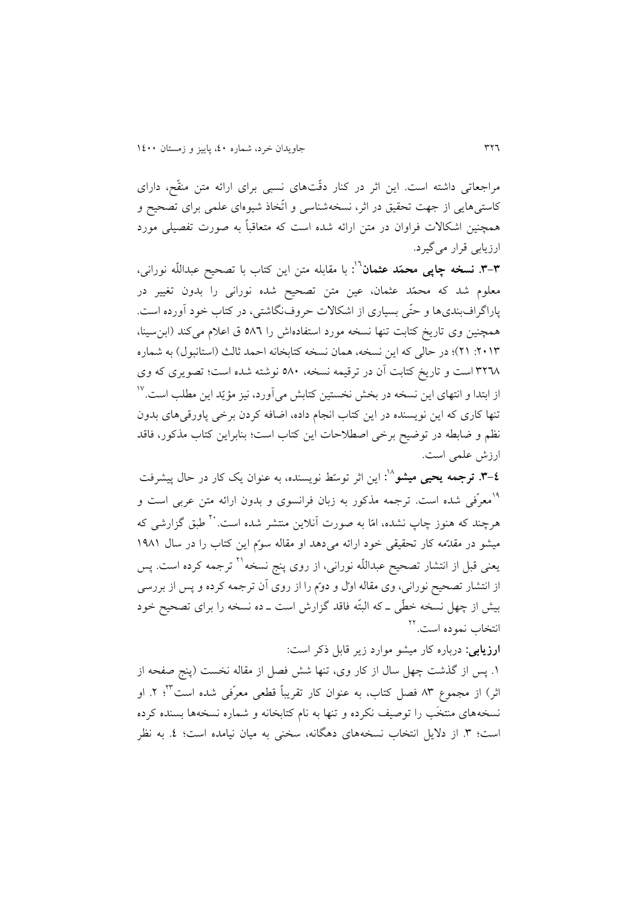مراجعاتی داشته است. این اثر در کنار دقّت‌های نسبی برای ارائه متن منقّح، دارای کاستی‌هایی از جهت تحقیق در اثر، نسخه‌شناسی و اتّخاذ شیوه‌ای علمی برای تصحیح و همچنین اشکالات فراوان در متن ارائه شده است که متعاقباً به صورت تفصیلی مورد ارزیابی قرار می‌گیرد.

**۳-۳. نسخه چاپی محمّد عثمان**[16]: با مقابله متن این کتاب با تصحیح عبداللّه نورانی، معلوم شد که محمّد عثمان، عین متن تصحیح شده نورانی را بدون تغییر در پاراگراف‌بندی‌ها و حتّی بسیاری از اشکالات حروف‌نگاشتی، در کتاب خود آورده است. همچنین وی تاریخ کتابت تنها نسخه مورد استفاده‌اش را ۵۸۶ ق اعلام می‌کند (ابن‌سینا، ۲۰۱۳: ۲۱)؛ در حالی که این نسخه، همان نسخه کتابخانه احمد ثالث (استانبول) به شماره ۳۲۶۸ است و تاریخ کتابت آن در ترقیمه نسخه، ۵۸۰ نوشته شده است؛ تصویری که وی از ابتدا و انتهای این نسخه در بخش نخستین کتابش می‌آورد، نیز مؤیّد این مطلب است.[17] تنها کاری که این نویسنده در این کتاب انجام داده، اضافه کردن برخی پاورقی‌های بدون نظم و ضابطه در توضیح برخی اصطلاحات این کتاب است؛ بنابراین کتاب مذکور، فاقد ارزش علمی است.

**۴-۳. ترجمه یحیی میشو**[18]: این اثر توسّط نویسنده، به عنوان یک کار در حال پیشرفت [19]معرّفی شده است. ترجمه مذکور به زبان فرانسوی و بدون ارائه متن عربی است و هرچند که هنوز چاپ نشده، امّا به صورت آنلاین منتشر شده است.[20] طبق گزارشی که میشو در مقدّمه کار تحقیقی خود ارائه می‌دهد او مقاله سوّم این کتاب را در سال ۱۹۸۱ یعنی قبل از انتشار تصحیح عبداللّه نورانی، از روی پنج نسخه[21] ترجمه کرده است. پس از انتشار تصحیح نورانی، وی مقاله اوّل و دوّم را از روی آن ترجمه کرده و پس از بررسی بیش از چهل نسخه خطّی ـ که البتّه فاقد گزارش است ـ ده نسخه را برای تصحیح خود انتخاب نموده است.[22]

**ارزیابی:** درباره کار میشو موارد زیر قابل ذکر است:

۱. پس از گذشت چهل سال از کار وی، تنها شش فصل از مقاله نخست (پنج صفحه از اثر) از مجموع ۸۳ فصل کتاب، به عنوان کار تقریباً قطعی معرّفی شده است[23]؛ ۲. او نسخه‌های منتخَب را توصیف نکرده و تنها به نام کتابخانه و شماره نسخه‌ها بسنده کرده است؛ ۳. از دلایل انتخاب نسخه‌های دهگانه، سخنی به میان نیامده است؛ ۴. به نظر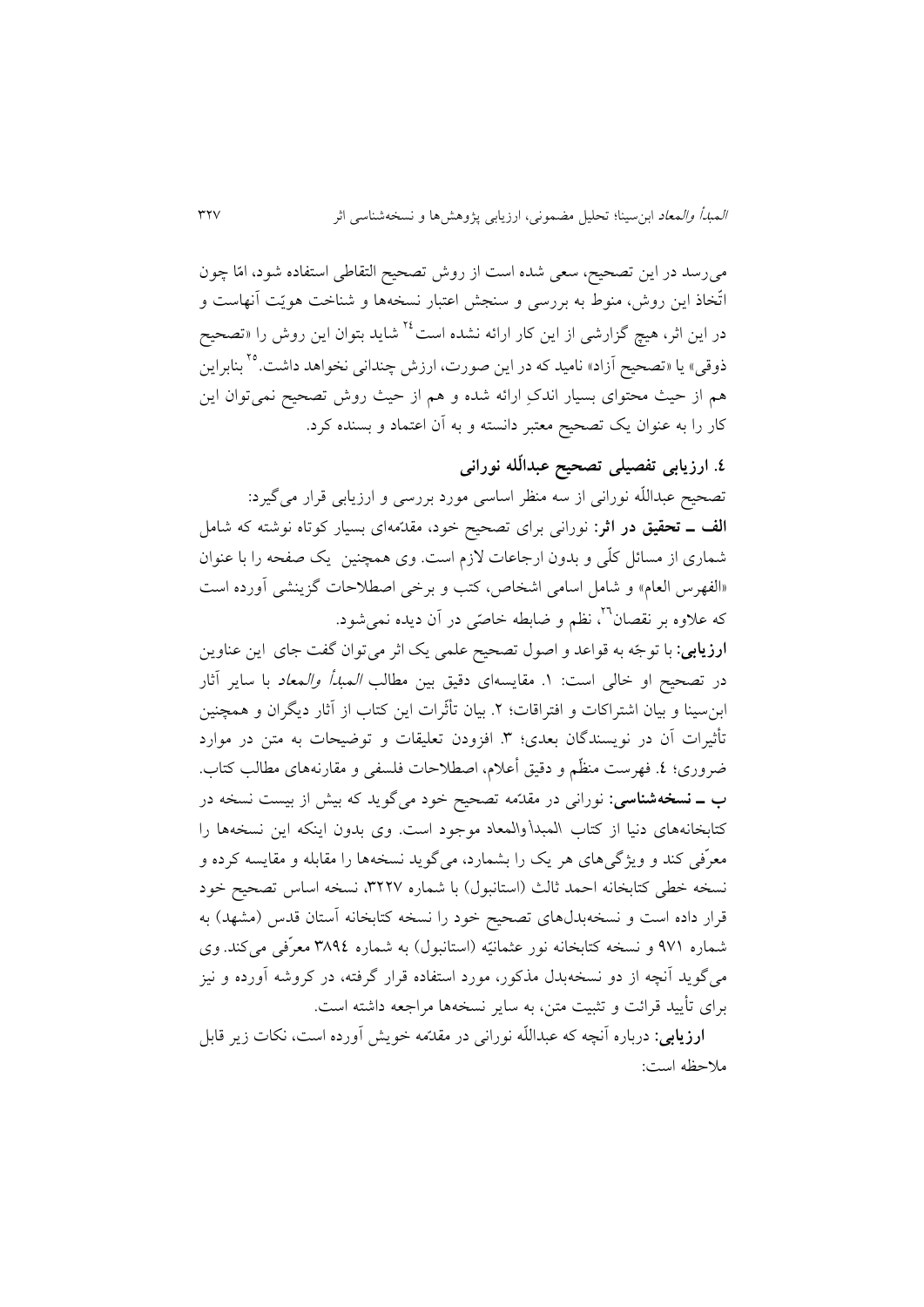می‌رسد در این تصحیح، سعی شده است از روش تصحیح التقاطی استفاده شود، امّا چون اتّخاذ این روش، منوط به بررسی و سنجش اعتبار نسخه‌ها و شناخت هویّت آنهاست و در این اثر، هیچ گزارشی از این کار ارائه نشده است[24] شاید بتوان این روش را «تصحیح ذوقی» یا «تصحیح آزاد» نامید که در این صورت، ارزش چندانی نخواهد داشت.[25] بنابراین هم از حیث محتوای بسیار اندکِ ارائه شده و هم از حیث روش تصحیح نمی‌توان این کار را به عنوان یک تصحیح معتبر دانسته و به آن اعتماد و بسنده کرد.

## ٤. ارزیابی تفصیلی تصحیح عبداللّه نورانی

تصحیح عبداللّه نورانی از سه منظر اساسی مورد بررسی و ارزیابی قرار می‌گیرد:

**الف ــ تحقیق در اثر:** نورانی برای تصحیح خود، مقدّمه‌ای بسیار کوتاه نوشته که شامل شماری از مسائل کلّی و بدون ارجاعات لازم است. وی همچنین یک صفحه را با عنوان «الفهرس العام» و شامل اسامی اشخاص، کتب و برخی اصطلاحات گزینشی آورده است که علاوه بر نقصان[26]، نظم و ضابطه خاصّی در آن دیده نمی‌شود.

**ارزیابی:** با توجّه به قواعد و اصول تصحیح علمی یک اثر می‌توان گفت جای این عناوین در تصحیح او خالی است: ١. مقایسه‌ای دقیق بین مطالب *المبدأ والمعاد* با سایر آثار ابن‌سینا و بیان اشتراکات و افتراقات؛ ٢. بیان تأثّرات این کتاب از آثار دیگران و همچنین تأثیرات آن در نویسندگان بعدی؛ ٣. افزودن تعلیقات و توضیحات به متن در موارد ضروری؛ ٤. فهرست منظّم و دقیق أعلام، اصطلاحات فلسفی و مقارنه‌های مطالب کتاب.

**ب ــ نسخه‌شناسی:** نورانی در مقدّمه تصحیح خود می‌گوید که بیش از بیست نسخه در کتابخانه‌های دنیا از کتاب المبدأوالمعاد موجود است. وی بدون اینکه این نسخه‌ها را معرّفی کند و ویژگی‌های هر یک را بشمارد، می‌گوید نسخه‌ها را مقابله و مقایسه کرده و نسخه خطی کتابخانه احمد ثالث (استانبول) با شماره ٣٢٢٧، نسخه اساس تصحیح خود قرار داده است و نسخه‌بدل‌های تصحیح خود را نسخه کتابخانه آستان قدس (مشهد) به شماره ٩٧١ و نسخه کتابخانه نور عثمانیّه (استانبول) به شماره ٣٨٩٤ معرّفی می‌کند. وی می‌گوید آنچه از دو نسخه‌بدل مذکور، مورد استفاده قرار گرفته، در کروشه آورده و نیز برای تأیید قرائت و تثبیت متن، به سایر نسخه‌ها مراجعه داشته است.

**ارزیابی:** درباره آنچه که عبداللّه نورانی در مقدّمه خویش آورده است، نکات زیر قابل ملاحظه است: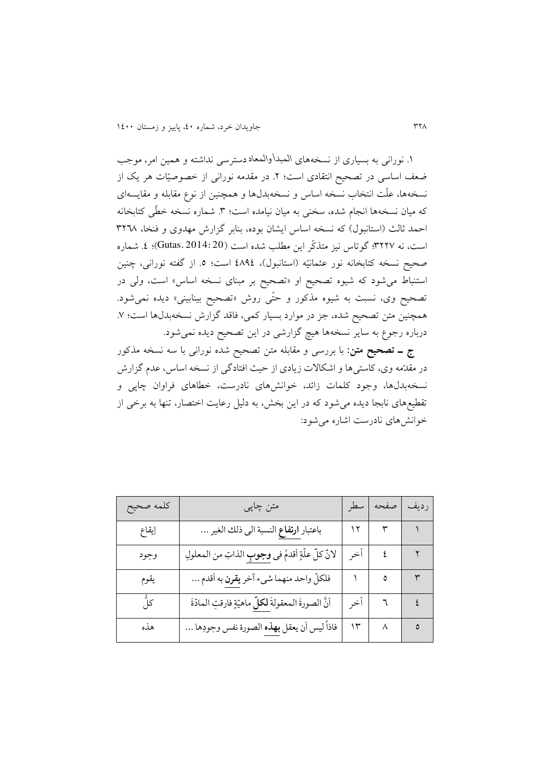١. نورانی به بسیاری از نسخه‌های المبدأوالمعاد دسترسی نداشته و همین امر، موجب ضعف اساسی در تصحیح انتقادی است؛ ٢. در مقدمه نورانی از خصوصیّات هر یک از نسخه‌ها، علّت انتخاب نسخه اساس و نسخه‌بدل‌ها و همچنین از نوع مقابله و مقایسه‌ای که میان نسخه‌ها انجام شده، سخنی به میان نیامده است؛ ٣. شماره نسخه خطّی کتابخانه احمد ثالث (استانبول) که نسخه اساس ایشان بوده، بنابر گزارش مهدوی و فنخا، ٣٢٦٨ است، نه ٣٢٢٧؛ گوتاس نیز متذکّر این مطلب شده است (Gutas. 2014: 20)؛ ٤. شماره صحیح نسخه کتابخانه نور عثمانیّه (استانبول)، ٤٨٩٤ است؛ ٥. از گفته نورانی، چنین استنباط می‌شود که شیوه تصحیح او «تصحیح بر مبنای نسخه اساس» است، ولی در تصحیح وی، نسبت به شیوه مذکور و حتّی روش «تصحیح بینابینی» دیده نمی‌شود. همچنین متن تصحیح شده، جز در موارد بسیار کمی، فاقد گزارش نسخه‌بدل‌ها است؛ ٧. درباره رجوع به سایر نسخه‌ها هیچ گزارشی در این تصحیح دیده نمی‌شود.

**ج ـ تصحیح متن:** با بررسی و مقابله متن تصحیح شده نورانی با سه نسخه مذکور در مقدّمه وی، کاستی‌ها و اشکالات زیادی از حیث افتادگی از نسخه اساس، عدم گزارش نسخه‌بدل‌ها، وجود کلمات زائد، خوانش‌های نادرست، خطاهای فراوان چاپی و تقطیع‌های نابجا دیده می‌شود که در این بخش، به دلیل رعایت اختصار، تنها به برخی از خوانش‌های نادرست اشاره می‌شود:

| ردیف | صفحه | سطر | متن چاپی | کلمه صحیح |
|---|---|---|---|---|
| ١ | ٣ | ١٢ | باعتبار **ارتفاع** النسبة الی ذلك الغیر ... | إیقاع |
| ٢ | ٤ | آخر | لانّ کلّ علّةٍ أقدمُ فی **وجوبِ** الذاتِ من المعلولِ | وجود |
| ٣ | ٥ | ١ | فلکلّ واحد منهما شیء آخر **یقرن** به أقدم ... | یقوم |
| ٤ | ٦ | آخر | أنَّ الصورةَ المعقولةَ **لکلّ** ماهیّةٍ فارقتِ المادّةَ | کلُّ |
| ٥ | ٨ | ١٣ | فاذاً لیس أن یعقل **بهذه** الصورة نفس وجودها ... | هذه |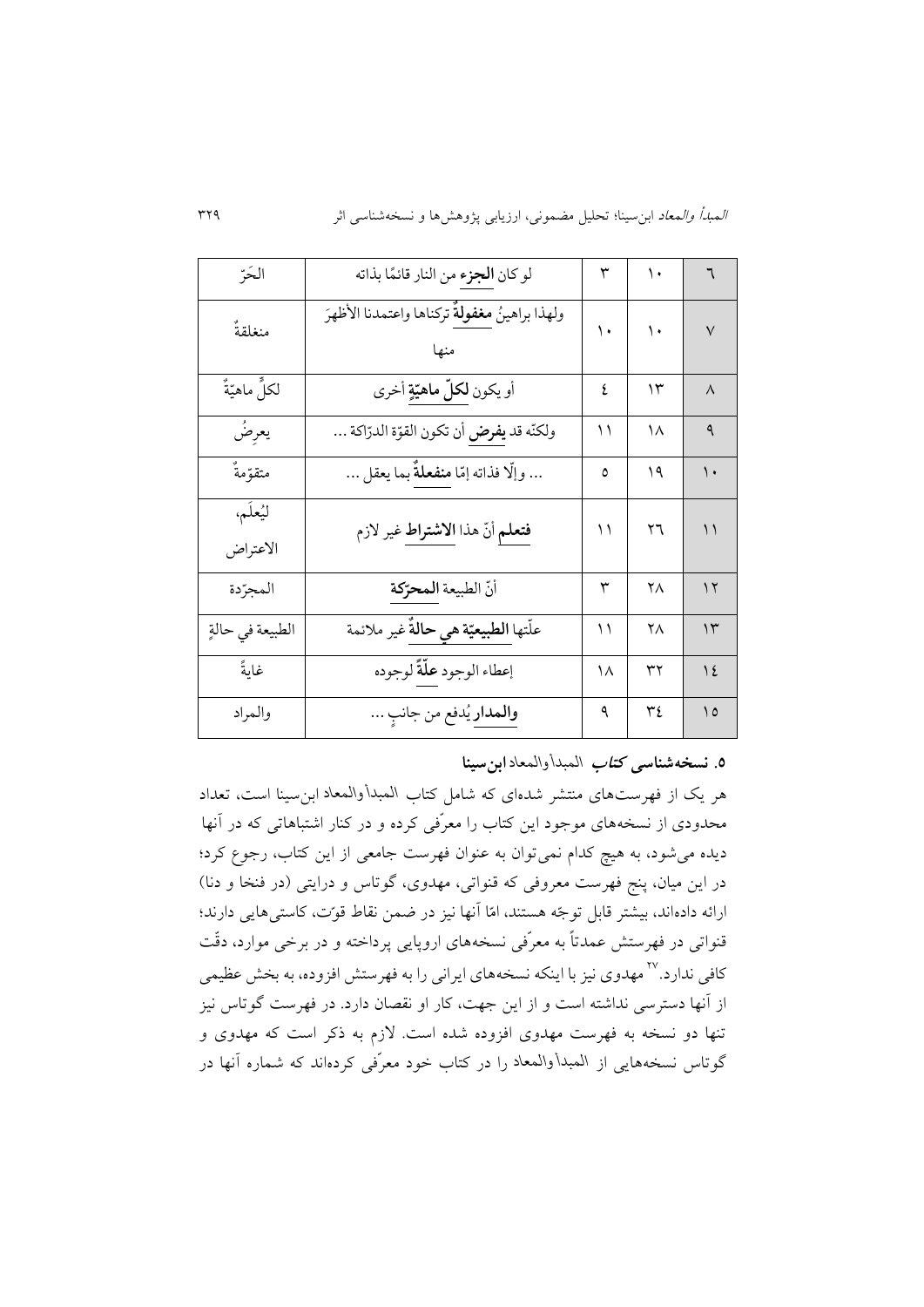| ٦ | ١٠ | ٣ | لو كان **الجزء** من النار قائمًا بذاته | الحَرّ |
|---|---|---|---|---|
| ٧ | ١٠ | ١٠ | ولهذا براهينُ **مغفولةٌ** ترکناها واعتمدنا الأظهرَ منها | منغلقةٌ |
| ٨ | ١٣ | ٤ | أو يكون **لكلّ ماهيّةٍ** أخرى | لكلٍّ ماهيّةٌ |
| ٩ | ١٨ | ١١ | ولكنّه قد **يفرض** أن تكون القوّة الدرّاكة ... | يعرِضُ |
| ١٠ | ١٩ | ٥ | ... وإلّا فذاته إمّا **منفعلةٌ** بما يعقل ... | متقوّمةٌ |
| ١١ | ٢٦ | ١١ | **فتعلم** أنّ هذا **الاشتراط** غير لازم | ليُعلَم، الاعتراض |
| ١٢ | ٢٨ | ٣ | أنّ الطبيعة **المحرّكة** | المجرّدة |
| ١٣ | ٢٨ | ١١ | علّتها **الطبيعيّة هي حالةٌ** غير ملائمة | الطبيعة في حالةٍ |
| ١٤ | ٣٢ | ١٨ | إعطاء الوجود **علّةٌ** لوجوده | غايةً |
| ١٥ | ٣٤ | ٩ | **والمدار** يُدفع من جانبٍ ... | والمراد |

### ۵. نسخه‌شناسی *کتاب* المبدأوالمعاد **ابن‌سینا**

هر یک از فهرست‌های منتشر شده‌ای که شامل کتاب المبدأوالمعاد ابن‌سینا است، تعداد محدودی از نسخه‌های موجود این کتاب را معرّفی کرده و در کنار اشتباهاتی که در آنها دیده می‌شود، به هیچ کدام نمی‌توان به عنوان فهرست جامعی از این کتاب، رجوع کرد؛ در این میان، پنج فهرست معروفی که قنواتی، مهدوی، گوتاس و درایتی (در فنخا و دنا) ارائه داده‌اند، بیشتر قابل توجّه هستند، امّا آنها نیز در ضمن نقاط قوّت، کاستی‌هایی دارند؛ قنواتی در فهرستش عمدتاً به معرّفی نسخه‌های اروپایی پرداخته و در برخی موارد، دقّت کافی ندارد.[۲۷] مهدوی نیز با اینکه نسخه‌های ایرانی را به فهرستش افزوده، به بخش عظیمی از آنها دسترسی نداشته است و از این جهت، کار او نقصان دارد. در فهرست گوتاس نیز تنها دو نسخه به فهرست مهدوی افزوده شده است. لازم به ذکر است که مهدوی و گوتاس نسخه‌هایی از المبدأوالمعاد را در کتاب خود معرّفی کرده‌اند که شماره آنها در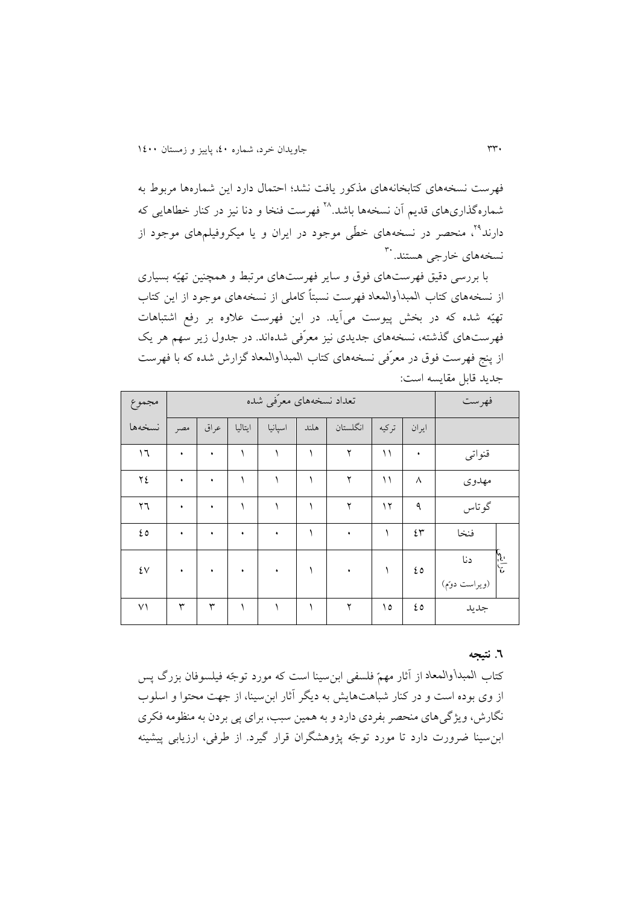فهرست نسخه‌های کتابخانه‌های مذکور یافت نشد؛ احتمال دارد این شماره‌ها مربوط به شماره‌گذاری‌های قدیم آن نسخه‌ها باشد.[28] فهرست فنخا و دنا نیز در کنار خطاهایی که دارند[29]، منحصر در نسخه‌های خطّی موجود در ایران و یا میکروفیلم‌های موجود از نسخه‌های خارجی هستند.[30]

با بررسی دقیق فهرست‌های فوق و سایر فهرست‌های مرتبط و همچنین تهیّه بسیاری از نسخه‌های کتاب المبدأوالمعاد فهرست نسبتاً کاملی از نسخه‌های موجود از این کتاب تهیّه شده که در بخش پیوست می‌آید. در این فهرست علاوه بر رفع اشتباهات فهرست‌های گذشته، نسخه‌های جدیدی نیز معرّفی شده‌اند. در جدول زیر سهم هر یک از پنج فهرست فوق در معرّفی نسخه‌های کتاب المبدأوالمعاد گزارش شده که با فهرست جدید قابل مقایسه است:

| فهرست | تعداد نسخه‌های معرّفی شده | | | | | | | | مجموع نسخه‌ها |
|---|---|---|---|---|---|---|---|---|---|
| | ایران | ترکیه | انگلستان | هلند | اسپانیا | ایتالیا | عراق | مصر | |
| قنواتی | ۰ | ۱۱ | ۲ | ۱ | ۱ | ۱ | ۰ | ۰ | ۱۶ |
| مهدوی | ۸ | ۱۱ | ۲ | ۱ | ۱ | ۱ | ۰ | ۰ | ۲۴ |
| گوتاس | ۹ | ۱۲ | ۲ | ۱ | ۱ | ۱ | ۰ | ۰ | ۲۶ |
| فنخا | ۴۳ | ۱ | ۰ | ۱ | ۰ | ۰ | ۰ | ۰ | ۴۵ |
| دنا (ویراست دوّم) | ۴۵ | ۱ | ۰ | ۱ | ۰ | ۰ | ۰ | ۰ | ۴۷ |
| جدید | ۴۵ | ۱۵ | ۲ | ۱ | ۱ | ۱ | ۳ | ۳ | ۷۱ |

### ۶. نتیجه

کتاب المبدأوالمعاد از آثار مهمّ فلسفی ابن‌سینا است که مورد توجّه فیلسوفان بزرگ پس از وی بوده است و در کنار شباهت‌هایش به دیگر آثار ابن‌سینا، از جهت محتوا و اسلوب نگارش، ویژگی‌های منحصر بفردی دارد و به همین سبب، برای پی بردن به منظومه فکری ابن‌سینا ضرورت دارد تا مورد توجّه پژوهشگران قرار گیرد. از طرفی، ارزیابی پیشینه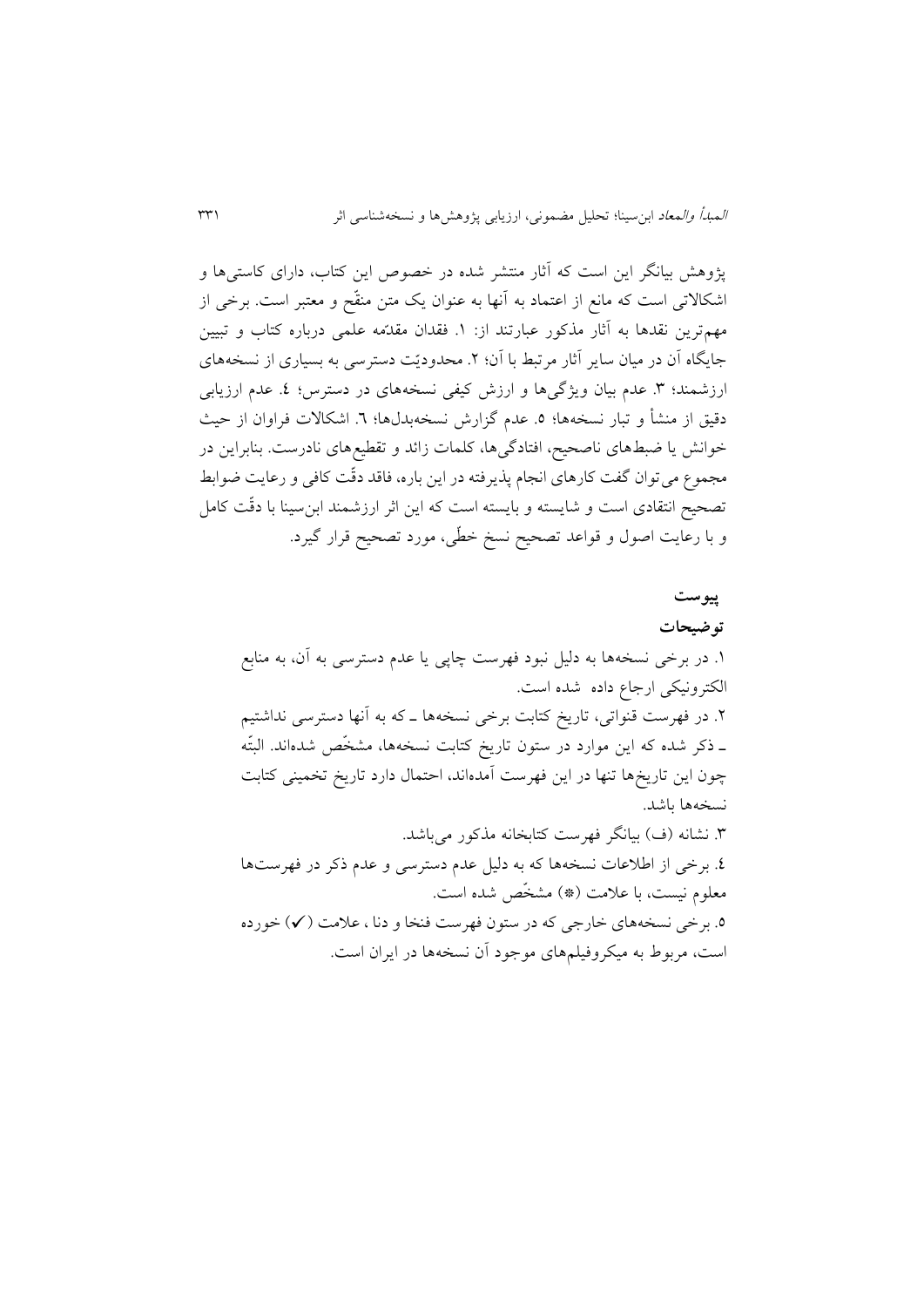پژوهش بیانگر این است که آثار منتشر شده در خصوص این کتاب، دارای کاستی‌ها و اشکالاتی است که مانع از اعتماد به آنها به عنوان یک متن منقّح و معتبر است. برخی از مهم‌ترین نقدها به آثار مذکور عبارتند از: ۱. فقدان مقدّمه علمی درباره کتاب و تبیین جایگاه آن در میان سایر آثار مرتبط با آن؛ ۲. محدودیّت دسترسی به بسیاری از نسخه‌های ارزشمند؛ ۳. عدم بیان ویژگی‌ها و ارزش کیفی نسخه‌های در دسترس؛ ٤. عدم ارزیابی دقیق از منشأ و تبار نسخه‌ها؛ ٥. عدم گزارش نسخه‌بدل‌ها؛ ٦. اشکالات فراوان از حیث خوانش یا ضبط‌های ناصحیح، افتادگی‌ها، کلمات زائد و تقطیع‌های نادرست. بنابراین در مجموع می‌توان گفت کارهای انجام پذیرفته در این باره، فاقد دقّت کافی و رعایت ضوابط تصحیح انتقادی است و شایسته و بایسته است که این اثر ارزشمند ابن‌سینا با دقّت کامل و با رعایت اصول و قواعد تصحیح نسخ خطّی، مورد تصحیح قرار گیرد.

## پیوست

### توضیحات

۱. در برخی نسخه‌ها به دلیل نبود فهرست چاپی یا عدم دسترسی به آن، به منابع الکترونیکی ارجاع داده شده است.

۲. در فهرست قنواتی، تاریخ کتابت برخی نسخه‌ها ـ که به آنها دسترسی نداشتیم ـ ذکر شده که این موارد در ستون تاریخ کتابت نسخه‌ها، مشخّص شده‌اند. البتّه چون این تاریخ‌ها تنها در این فهرست آمده‌اند، احتمال دارد تاریخ تخمینی کتابت نسخه‌ها باشد.

۳. نشانه (ف) بیانگر فهرست کتابخانه مذکور می‌باشد.

٤. برخی از اطلاعات نسخه‌ها که به دلیل عدم دسترسی و عدم ذکر در فهرست‌ها معلوم نیست، با علامت (*) مشخّص شده است.

٥. برخی نسخه‌های خارجی که در ستون فهرست فنخا و دنا، علامت (✓) خورده است، مربوط به میکروفیلم‌های موجود آن نسخه‌ها در ایران است.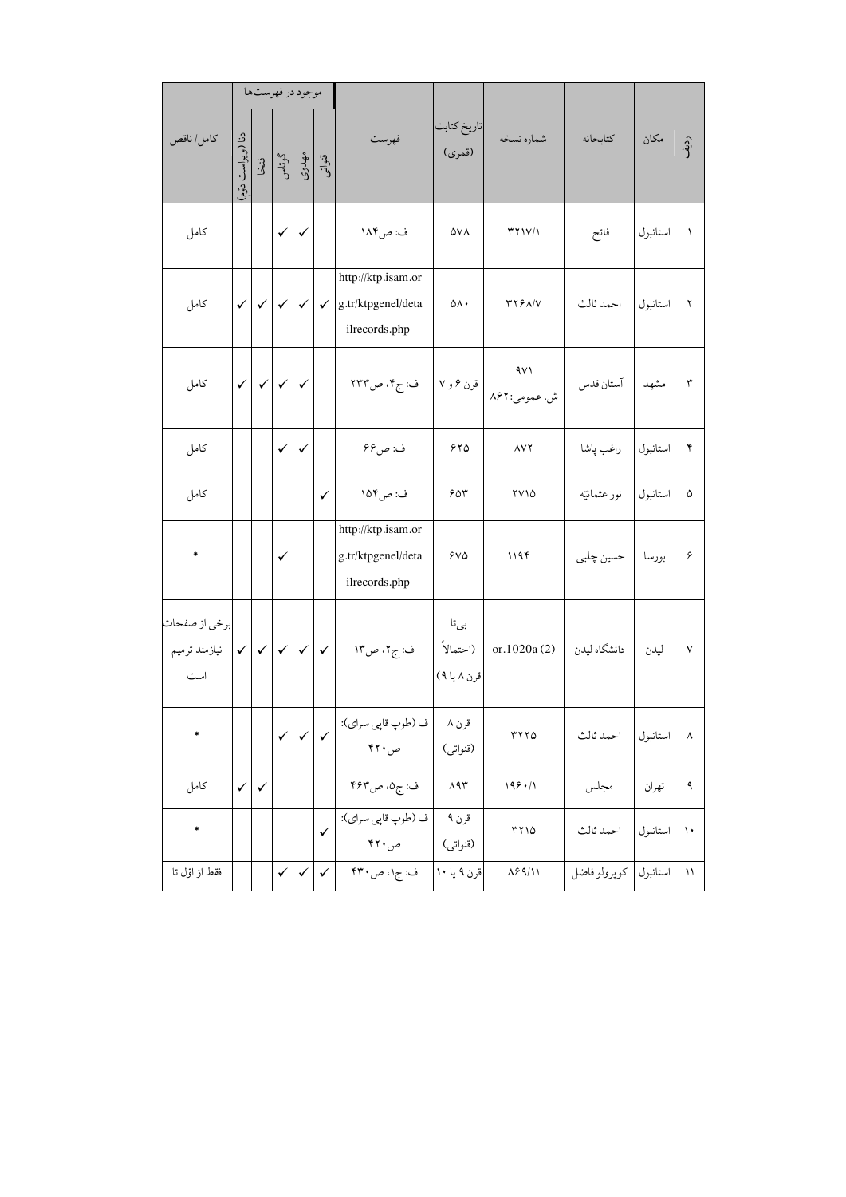| ردیف | مکان | کتابخانه | شماره نسخه | تاریخ کتابت (قمری) | فهرست | موجود در فهرست‌ها | | | | | کامل/ ناقص |
|---|---|---|---|---|---|---|---|---|---|---|---|
| | | | | | | قنواتی | مهدوی | گرتاس | فنخا | دنا (ویراست دوم) | |
| ۱ | استانبول | فاتح | ۳۲۱۷/۱ | ۵۷۸ | ف: ص۱۸۴ | | ✓ | ✓ | | | کامل |
| ۲ | استانبول | احمد ثالث | ۳۲۶۸/۷ | ۵۸۰ | http://ktp.isam.org.tr/ktpgenel/detailrecords.php | ✓ | ✓ | ✓ | ✓ | ✓ | کامل |
| ۳ | مشهد | آستان قدس | ۹۷۱ ش. عمومی:۸۶۲ | قرن ۶ و ۷ | ف: ج۴، ص۲۳۳ | | ✓ | ✓ | ✓ | ✓ | کامل |
| ۴ | استانبول | راغب پاشا | ۸۷۲ | ۶۲۵ | ف: ص۶۶ | | ✓ | ✓ | | | کامل |
| ۵ | استانبول | نور عثمانیّه | ۲۷۱۵ | ۶۵۳ | ف: ص۱۵۴ | ✓ | | | | | کامل |
| ۶ | بورسا | حسین چلبی | ۱۱۹۴ | ۶۷۵ | http://ktp.isam.org.tr/ktpgenel/detailrecords.php | | | ✓ | | | * |
| ۷ | لیدن | دانشگاه لیدن | or.1020a (2) | بی‌تا (احتمالاً قرن ۸ یا ۹) | ف: ج۲، ص۱۳ | ✓ | ✓ | ✓ | ✓ | ✓ | برخی از صفحات نیازمند ترمیم است |
| ۸ | استانبول | احمد ثالث | ۳۲۲۵ | قرن ۸ (قنواتی) | ف (طوپ قاپی سرای): ص۴۲۰ | ✓ | ✓ | ✓ | | | * |
| ۹ | تهران | مجلس | ۱۹۶۰/۱ | ۸۹۳ | ف: ج۵، ص۴۶۳ | | | | ✓ | ✓ | کامل |
| ۱۰ | استانبول | احمد ثالث | ۳۲۱۵ | قرن ۹ (قنواتی) | ف (طوپ قاپی سرای): ص۴۲۰ | ✓ | | | | | * |
| ۱۱ | استانبول | کوپرولو فاضل | ۸۶۹/۱۱ | قرن ۹ یا ۱۰ | ف: ج۱، ص۴۳۰ | ✓ | ✓ | ✓ | | | فقط از اوّل تا |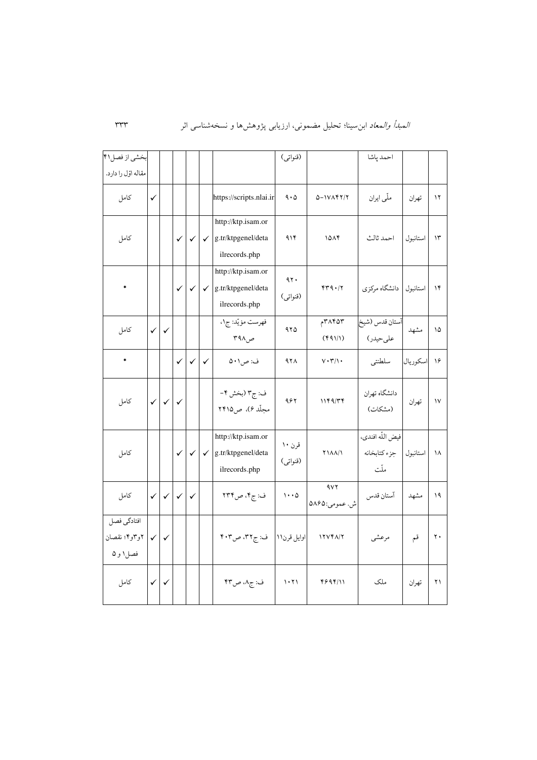| | | | | | | | | | | | |
|---|---|---|---|---|---|---|---|---|---|---|---|
| | | احمد پاشا | | (قنواتی) | | | | | | | بخشی از فصل۴۱ مقاله اوّل را دارد. |
| ۱۲ | تهران | ملّی ایران | ۵-۱۷۸۴۲/۲ | ۹۰۵ | https://scripts.nlai.ir | | | | | ✓ | کامل |
| ۱۳ | استانبول | احمد ثالث | ۱۵۸۴ | ۹۱۴ | http://ktp.isam.org.tr/ktpgenel/detailrecords.php | ✓ | ✓ | ✓ | | | کامل |
| ۱۴ | استانبول | دانشگاه مرکزی | ۴۳۹۰/۲ | ۹۲۰ (قنواتی) | http://ktp.isam.org.tr/ktpgenel/detailrecords.php | ✓ | ✓ | ✓ | | | * |
| ۱۵ | مشهد | آستان قدس (شیخ علی‌حیدر) | ۳۸۴۵۳م (۴۹۱/۱) | ۹۲۵ | فهرست مؤیّد: ج۱، ص۳۹۸ | | | | ✓ | ✓ | کامل |
| ۱۶ | اسکوریال | سلطنتی | ۷۰۳/۱۰ | ۹۲۸ | ف: ص۵۰۱ | ✓ | ✓ | ✓ | | | * |
| ۱۷ | تهران | دانشگاه تهران (مشکات) | ۱۱۴۹/۳۴ | ۹۶۲ | ف: ج۳ (بخش ۴- مجلّد ۶)، ص۲۴۱۵ | | | ✓ | ✓ | ✓ | کامل |
| ۱۸ | استانبول | فیض اللّه افندی، جزء کتابخانه ملّت | ۲۱۸۸/۱ | قرن ۱۰ (قنواتی) | http://ktp.isam.org.tr/ktpgenel/detailrecords.php | ✓ | ✓ | ✓ | | | کامل |
| ۱۹ | مشهد | آستان قدس | ۹۷۲ ش. عمومی:۵۸۶۵ | ۱۰۰۵ | ف: ج۴، ص۲۳۴ | | ✓ | ✓ | ✓ | ✓ | کامل |
| ۲۰ | قم | مرعشی | ۱۲۷۴۸/۲ | اوایل قرن۱۱ | ف: ج۳۲، ص۴۰۳ | | | | ✓ | ✓ | افتادگی فصل ۲و۳و۴؛ نقصان فصل۱ و ۵ |
| ۲۱ | تهران | ملک | ۴۶۹۴/۱۱ | ۱۰۲۱ | ف: ج۸، ص۴۳ | | | | ✓ | ✓ | کامل |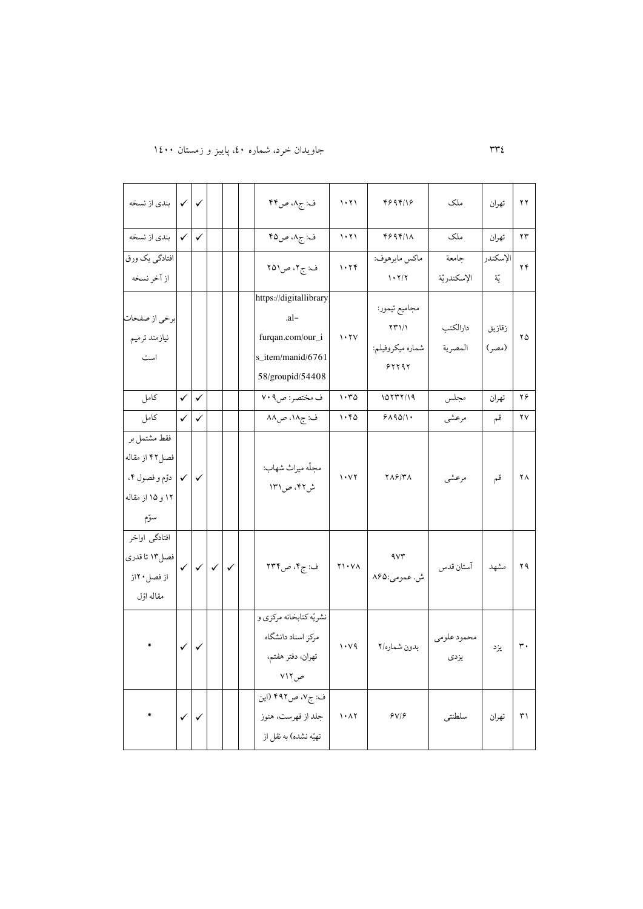| ۲۲ | تهران | ملک | ۴۶۹۴/۱۶ | ۱۰۲۱ | ف: ج۸، ص۴۴ | | | | ✓ | ✓ | بندی از نسخه |
|---|---|---|---|---|---|---|---|---|---|---|---|
| ۲۳ | تهران | ملک | ۴۶۹۴/۱۸ | ۱۰۲۱ | ف: ج۸، ص۴۵ | | | | ✓ | ✓ | بندی از نسخه |
| ۲۴ | الإسکندریّة | جامعة الإسکندریّة | ماکس مایرهوف: ۱۰۲/۲ | ۱۰۲۴ | ف: ج۲، ص۲۵۱ | | | | | | افتادگی یک ورق از آخر نسخه |
| ۲۵ | زقازیق (مصر) | دارالکتب المصریة | مجامیع تیمور: ۲۳۱/۱ شماره میکروفیلم: ۶۲۲۹۲ | ۱۰۲۷ | https://digitallibrary.al-furqan.com/our_is_item/manid/676158/groupid/54408 | | | | | | برخی از صفحات نیازمند ترمیم است |
| ۲۶ | تهران | مجلس | ۱۵۲۳۲/۱۹ | ۱۰۳۵ | ف مختصر: ص۷۰۹ | | | | ✓ | ✓ | کامل |
| ۲۷ | قم | مرعشی | ۶۸۹۵/۱۰ | ۱۰۴۵ | ف: ج۱۸، ص۸۸ | | | | ✓ | ✓ | کامل |
| ۲۸ | قم | مرعشی | ۲۸۶/۳۸ | ۱۰۷۲ | مجلّه میراث شهاب: ش۴۲، ص۱۳۱ | | | | ✓ | ✓ | فقط مشتمل بر فصل۴۲ از مقاله دوّم و فصول ۴، ۱۲ و ۱۵ از مقاله سوّم |
| ۲۹ | مشهد | آستان قدس | ۹۷۳ ش. عمومی:۸۶۵ | ۲۱۰۷۸ | ف: ج۴، ص۲۳۴ | | ✓ | ✓ | ✓ | ✓ | افتادگی اواخر فصل۱۳ تا قدری از فصل۲۰از مقاله اوّل |
| ۳۰ | یزد | محمود علومی یزدی | بدون شماره/۲ | ۱۰۷۹ | نشریّه کتابخانه مرکزی و مرکز اسناد دانشگاه تهران، دفتر هفتم، ص۷۱۲ | | | | ✓ | ✓ | * |
| ۳۱ | تهران | سلطنتی | ۶۷/۶ | ۱۰۸۲ | ف: ج۷، ص۴۹۲ (این جلد از فهرست، هنوز تهیّه نشده) به نقل از | | | | ✓ | ✓ | * |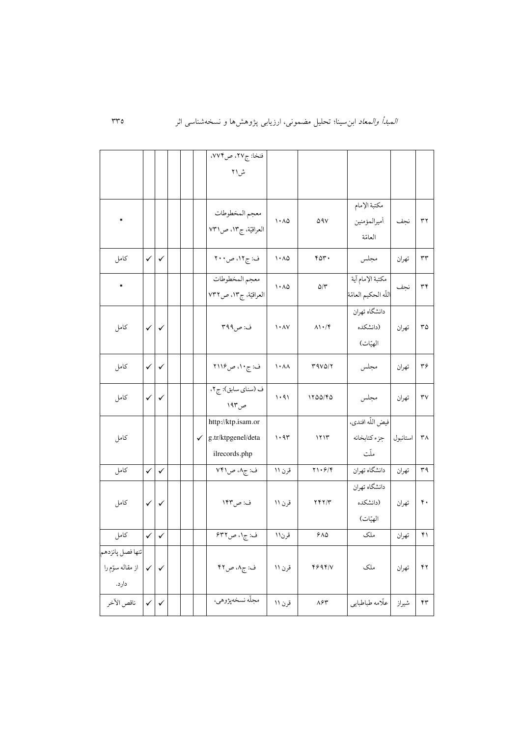| | | | | | | | | | | | |
|---|---|---|---|---|---|---|---|---|---|---|---|
| | | | | | فنخا: ج۲۷، ص۷۷۴، ش۲۱ | | | | | | |
| ۳۲ | نجف | مکتبة الإمام أمیرالمؤمنین العامّة | ۵۹۷ | ۱۰۸۵ | معجم المخطوطات العراقیّة، ج۱۳، ص۷۳۱ | | | | | | * |
| ۳۳ | تهران | مجلس | ۴۵۳۰ | ۱۰۸۵ | ف: ج۱۲، ص۲۰۰ | | | | ✓ | ✓ | کامل |
| ۳۴ | نجف | مکتبة الإمام آیة اللّه الحکیم العامّة | ۵/۳ | ۱۰۸۵ | معجم المخطوطات العراقیّة، ج۱۳، ص۷۳۲ | | | | | | * |
| ۳۵ | تهران | دانشگاه تهران (دانشکده الهیّات) | ۸۱۰/۴ | ۱۰۸۷ | ف: ص۳۹۹ | | | | ✓ | ✓ | کامل |
| ۳۶ | تهران | مجلس | ۳۹۷۵/۲ | ۱۰۸۸ | ف: ج۱۰، ص۲۱۱۶ | | | | ✓ | ✓ | کامل |
| ۳۷ | تهران | مجلس | ۱۲۵۵/۴۵ | ۱۰۹۱ | ف (سنای سابق): ج۲، ص۱۹۳ | | | | ✓ | ✓ | کامل |
| ۳۸ | استانبول | فیض اللّه افندی، جزء کتابخانه ملّت | ۱۲۱۳ | ۱۰۹۳ | http://ktp.isam.org.tr/ktpgenel/detailrecords.php | ✓ | | | | | کامل |
| ۳۹ | تهران | دانشگاه تهران | ۲۱۰۶/۴ | قرن ۱۱ | ف: ج۸، ص۷۴۱ | | | | ✓ | ✓ | کامل |
| ۴۰ | تهران | دانشگاه تهران (دانشکده الهیّات) | ۲۴۲/۳ | قرن ۱۱ | ف: ص۱۴۳ | | | | ✓ | ✓ | کامل |
| ۴۱ | تهران | ملک | ۶۸۵ | قرن۱۱ | ف: ج۱، ص۶۳۲ | | | | ✓ | ✓ | کامل |
| ۴۲ | تهران | ملک | ۴۶۹۴/۷ | قرن ۱۱ | ف: ج۸، ص۴۲ | | | | ✓ | ✓ | تنها فصل پانزدهم از مقاله سوّم را دارد. |
| ۴۳ | شیراز | علّامه طباطبایی | ۸۶۳ | قرن ۱۱ | مجلّه نسخه‌پژوهی، | | | | ✓ | ✓ | ناقص الآخر |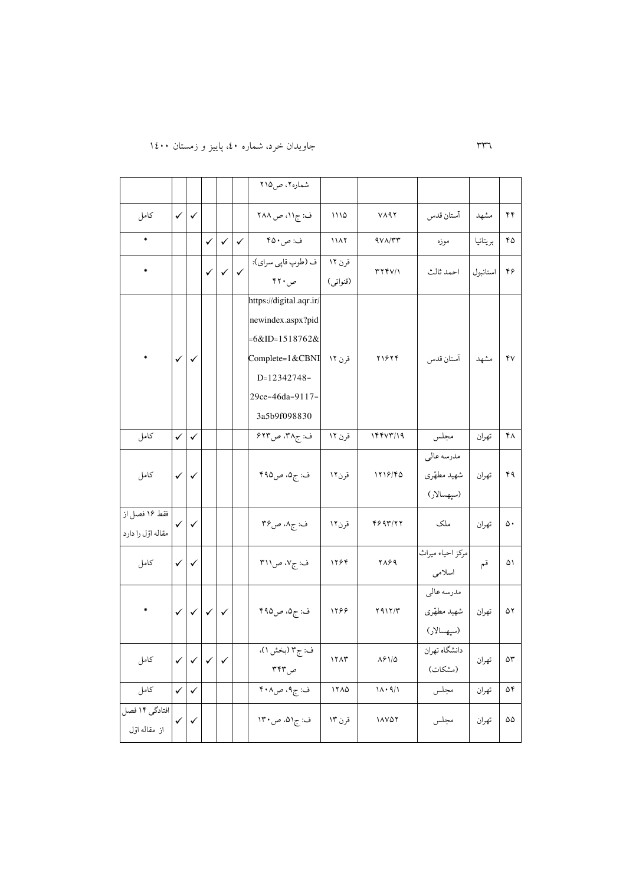| | | | | | | | | | | | |
|---|---|---|---|---|---|---|---|---|---|---|---|
| | | | | | شماره۲، ص۲۱۵ | | | | | | |
| ۴۴ | مشهد | آستان قدس | ۷۸۹۲ | ۱۱۱۵ | ف: ج۱۱، ص ۲۸۸ | | | | ✓ | ✓ | کامل |
| ۴۵ | بریتانیا | موزه | ۹۷۸/۳۳ | ۱۱۸۲ | ف: ص۴۵۰ | ✓ | ✓ | ✓ | | | * |
| ۴۶ | استانبول | احمد ثالث | ۳۲۴۷/۱ | قرن ۱۲ (قنواتی) | ف (طوپ قاپی سرای): ص۴۲۰ | ✓ | ✓ | ✓ | | | * |
| ۴۷ | مشهد | آستان قدس | ۲۱۶۲۴ | قرن ۱۲ | https://digital.aqr.ir/newindex.aspx?pid=6&ID=1518762&Complete=1&CBNID=12342748-29ce-46da-9117-3a5b9f098830 | | | | ✓ | ✓ | * |
| ۴۸ | تهران | مجلس | ۱۴۴۷۳/۱۹ | قرن ۱۲ | ف: ج۳۸، ص ۶۲۳ | | | | ✓ | ✓ | کامل |
| ۴۹ | تهران | مدرسه عالی شهید مطهّری (سپهسالار) | ۱۲۱۶/۴۵ | قرن۱۲ | ف: ج۵، ص۴۹۵ | | | | ✓ | ✓ | کامل |
| ۵۰ | تهران | ملک | ۴۶۹۳/۲۲ | قرن۱۲ | ف: ج۸، ص۳۶ | | | | ✓ | ✓ | فقط ۱۶ فصل از مقاله اوّل را دارد |
| ۵۱ | قم | مرکز احیاء میراث اسلامی | ۲۸۶۹ | ۱۲۶۴ | ف: ج۷، ص۳۱۱ | | | | ✓ | ✓ | کامل |
| ۵۲ | تهران | مدرسه عالی شهید مطهّری (سپهسالار) | ۲۹۱۲/۳ | ۱۲۶۶ | ف: ج۵، ص۴۹۵ | | ✓ | ✓ | ✓ | ✓ | * |
| ۵۳ | تهران | دانشگاه تهران (مشکات) | ۸۶۱/۵ | ۱۲۸۳ | ف: ج۳ (بخش ۱)، ص۳۴۳ | | ✓ | ✓ | ✓ | ✓ | کامل |
| ۵۴ | تهران | مجلس | ۱۸۰۹/۱ | ۱۲۸۵ | ف: ج۹، ص۴۰۸ | | | | ✓ | ✓ | کامل |
| ۵۵ | تهران | مجلس | ۱۸۷۵۲ | قرن ۱۳ | ف: ج۵۱، ص۱۳۰ | | | | ✓ | ✓ | افتادگی ۱۴ فصل از مقاله اوّل |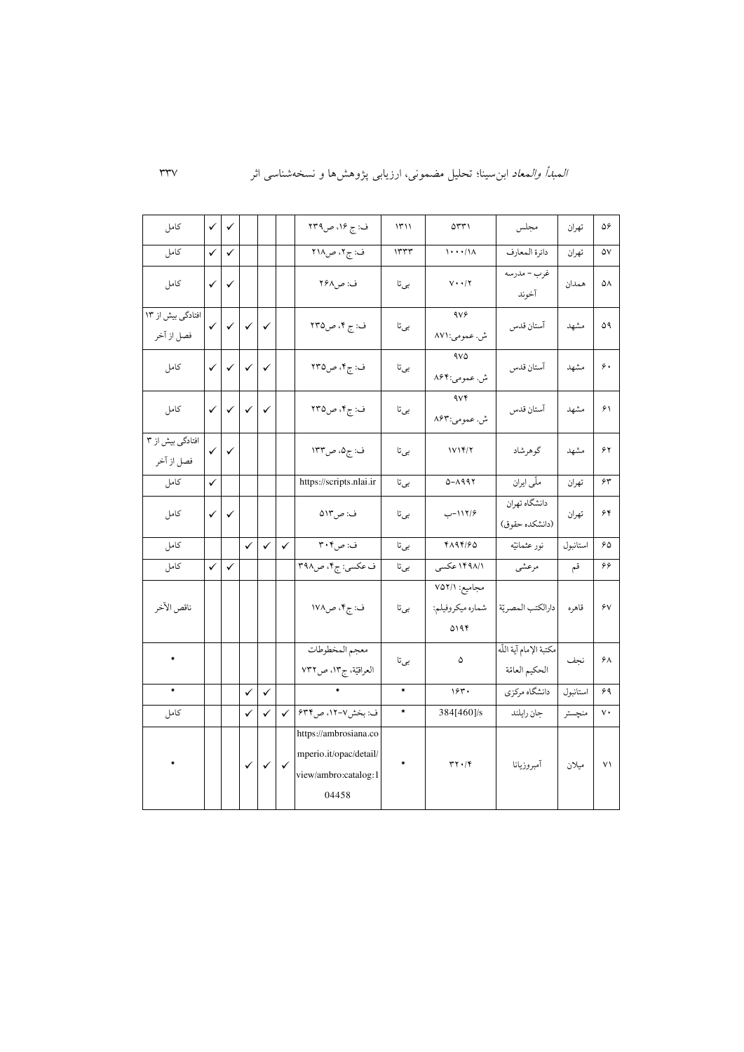| | | | | | | | | | | | |
|---|---|---|---|---|---|---|---|---|---|---|---|
| ۵۶ | تهران | مجلس | ۵۳۳۱ | ۱۳۱۱ | ف: ج ۱۶، ص۲۳۹ | | | | ✓ | ✓ | کامل |
| ۵۷ | تهران | دائرة المعارف | ۱۰۰۰/۱۸ | ۱۳۳۳ | ف: ج۲، ص۲۱۸ | | | | ✓ | ✓ | کامل |
| ۵۸ | همدان | غرب – مدرسه آخوند | ۷۰۰/۲ | بی‌تا | ف: ص۲۶۸ | | | | ✓ | ✓ | کامل |
| ۵۹ | مشهد | آستان قدس | ۹۷۶ ش. عمومی:۸۷۱ | بی‌تا | ف: ج ۴، ص۲۳۵ | | ✓ | ✓ | ✓ | ✓ | افتادگی بیش از ۱۳ فصل از آخر |
| ۶۰ | مشهد | آستان قدس | ۹۷۵ ش. عمومی:۸۶۴ | بی‌تا | ف: ج۴، ص۲۳۵ | | ✓ | ✓ | ✓ | ✓ | کامل |
| ۶۱ | مشهد | آستان قدس | ۹۷۴ ش. عمومی:۸۶۳ | بی‌تا | ف: ج۴، ص۲۳۵ | | ✓ | ✓ | ✓ | ✓ | کامل |
| ۶۲ | مشهد | گوهرشاد | ۱۷۱۴/۲ | بی‌تا | ف: ج۵، ص۱۳۳ | | | | ✓ | ✓ | افتادگی بیش از ۳ فصل از آخر |
| ۶۳ | تهران | ملّی ایران | ۵–۸۹۹۲ | بی‌تا | https://scripts.nlai.ir | | | | | ✓ | کامل |
| ۶۴ | تهران | دانشگاه تهران (دانشکده حقوق) | ۱۱۲/۶–ب | بی‌تا | ف: ص۵۱۳ | | | | ✓ | ✓ | کامل |
| ۶۵ | استانبول | نور عثمانیّه | ۴۸۹۴/۶۵ | بی‌تا | ف: ص۳۰۴ | ✓ | ✓ | ✓ | | | کامل |
| ۶۶ | قم | مرعشی | ۱۴۹۸/۱ عکسی | بی‌تا | ف عکسی: ج۴، ص۳۹۸ | | | | ✓ | ✓ | کامل |
| ۶۷ | قاهره | دارالکتب المصریّة | مجامیع: ۷۵۲/۱ شماره میکروفیلم: ۵۱۹۴ | بی‌تا | ف: ج۴، ص۱۷۸ | | | | | | ناقص الآخر |
| ۶۸ | نجف | مکتبة الإمام آیة اللّه الحکیم العامّة | ۵ | بی‌تا | معجم المخطوطات العراقیّة، ج۱۳، ص۷۳۲ | | | | | | * |
| ۶۹ | استانبول | دانشگاه مرکزی | ۱۶۳۰ | * | * | | ✓ | ✓ | | | * |
| ۷۰ | منچستر | جان رایلند | 384[460]/s | * | ف: بخش۷–۱۲، ص۶۳۴ | ✓ | ✓ | ✓ | | | کامل |
| ۷۱ | میلان | آمبروزیانا | ۳۲۰/۴ | * | https://ambrosiana.comperio.it/opac/detail/view/ambro:catalog:104458 | ✓ | ✓ | ✓ | | | * |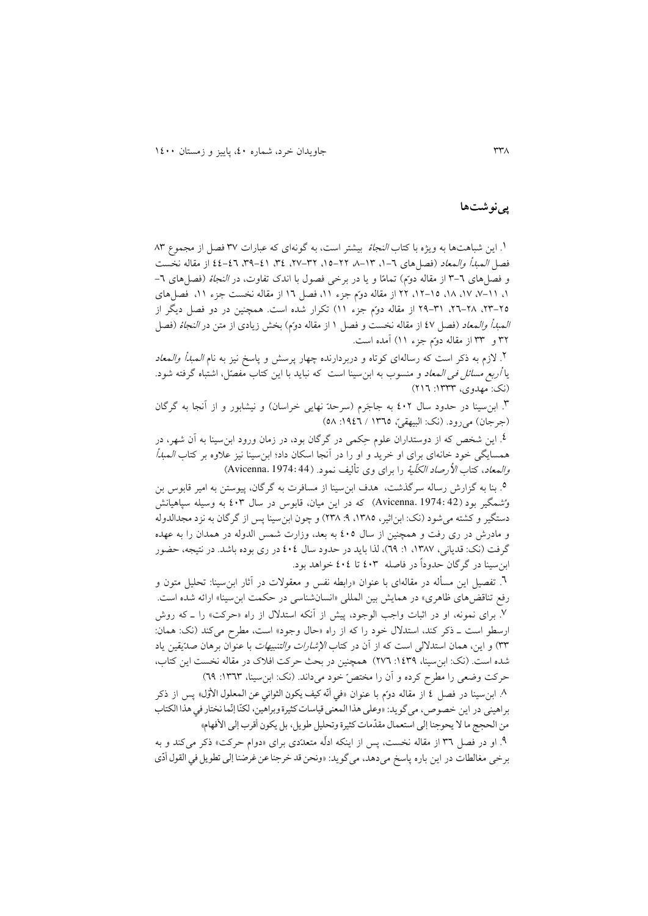## پی‌نوشت‌ها

۱. این شباهت‌ها به ویژه با کتاب *النجاة* بیشتر است، به گونه‌ای که عبارات ۳۷ فصل از مجموع ۸۳ فصل *المبدأ والمعاد* (فصل‌های ۱–۶، ۸–۱۳، ۱۵–۲۲، ۲۷–۳۲، ۳۴، ۳۹–۴۱، ۴۴–۴۶ از مقاله نخست و فصل‌های ۳–۶ از مقاله دوّم) تمامًا و یا در برخی فصول با اندک تفاوت، در *النجاة* (فصل‌های ۶–۱، ۷–۱۱، ۱۷، ۱۸، ۱۲–۱۵، ۲۲ از مقاله دوّم جزء ۱۱، فصل ۱۶ از مقاله نخست جزء ۱۱، فصل‌های ۲۳–۲۵، ۲۶–۲۸، ۲۹–۳۱ از مقاله دوّم جزء ۱۱) تکرار شده است. همچنین در دو فصل دیگر از *المبدأ والمعاد* (فصل ۴۷ از مقاله نخست و فصل ۱ از مقاله دوّم) بخش زیادی از متن در *النجاة* (فصل ۳۲ و ۳۳ از مقاله دوّم جزء ۱۱) آمده است.

۲. لازم به ذکر است که رساله‌ای کوتاه و دربردارنده چهار پرسش و پاسخ نیز به نام *المبدأ والمعاد* یا *أربع مسائل فی المعاد* و منسوب به ابن‌سینا است که نباید با این کتاب مفصّل، اشتباه گرفته شود. (نک: مهدوی، ۱۳۳۳: ۲۱۶)

۳. ابن‌سینا در حدود سال ۴۰۲ به جاجَرم (سرحدّ نهایی خراسان) و نیشابور و از آنجا به گرگان (جرجان) می‌رود. (نک: البیهقی، ۱۳۶۵ / ۱۹۴۶: ۵۸)

۴. این شخص که از دوستداران علوم حِکمی در گرگان بود، در زمان ورود ابن‌سینا به آن شهر، در همسایگی خود خانه‌ای برای او خرید و او را در آنجا اسکان داد؛ ابن‌سینا نیز علاوه بر کتاب *المبدأ والمعاد*، کتاب *الأرصاد الکلّیة* را برای وی تألیف نمود. (Avicenna. 1974: 44)

۵. بنا به گزارش رساله سرگذشت، هدف ابن‌سینا از مسافرت به گرگان، پیوستن به امیر قابوس بن وُشمگیر بود (Avicenna. 1974: 42) که در این میان، قابوس در سال ۴۰۳ به وسیله سپاهیانش دستگیر و کشته می‌شود (نک: ابن‌اثیر، ۱۳۸۵، ۹: ۲۳۸) و چون ابن‌سینا پس از گرگان به نزد مجدالدوله و مادرش در ری رفت و همچنین از سال ۴۰۵ به بعد، وزارت شمس الدوله در همدان را به عهده گرفت (نک: قدیانی، ۱۳۸۷، ۱: ۶۹)، لذا باید در حدود سال ۴۰۴ در ری بوده باشد. در نتیجه، حضور ابن‌سینا در گرگان حدوداً در فاصله ۴۰۳ تا ۴۰۴ خواهد بود.

۶. تفصیل این مسأله در مقاله‌ای با عنوان «رابطه نفس و معقولات در آثار ابن‌سینا: تحلیل متون و رفع تناقض‌های ظاهری» در همایش بین المللی «انسان‌شناسی در حکمت ابن‌سینا» ارائه شده است.

۷. برای نمونه، او در اثبات واجب الوجود، پیش از آنکه استدلال از راه «حرکت» را ـ که روش ارسطو است ـ ذکر کند، استدلال خود را که از راه «حال وجود» است، مطرح می‌کند (نک: همان: ۳۳) و این، همان استدلالی است که از آن در کتاب *الإشارات والتنبیهات* با عنوان برهان صدّیقین یاد شده است. (نک: ابن‌سینا، ۱۴۳۹: ۲۷۶) همچنین در بحث حرکت افلاک در مقاله نخست این کتاب، حرکت وضعی را مطرح کرده و آن را مختصّ خود می‌داند. (نک: ابن‌سینا، ۱۳۶۳: ۶۹)

۸. ابن‌سینا در فصل ۴ از مقاله دوّم با عنوان «في أنّه کیف یکون الثواني عن المعلول الأوّل» پس از ذکر براهینی در این خصوص، می‌گوید: «وعلی هذا المعنی قیاسات کثیرة وبراهین، لکنّا إنّما نختار في هذا الکتاب من الحجج ما لا یحوجنا إلی استعمال مقدّمات کثیرة وتحلیل طویل، بل یکون أقرب إلی الأفهام»

۹. او در فصل ۳۶ از مقاله نخست، پس از اینکه ادلّه متعدّدی برای «دوام حرکت» ذکر می‌کند و به برخی مغالطات در این باره پاسخ می‌دهد، می‌گوید: «ونحن قد خرجنا عن غرضنا إلی تطویل في القول أدّی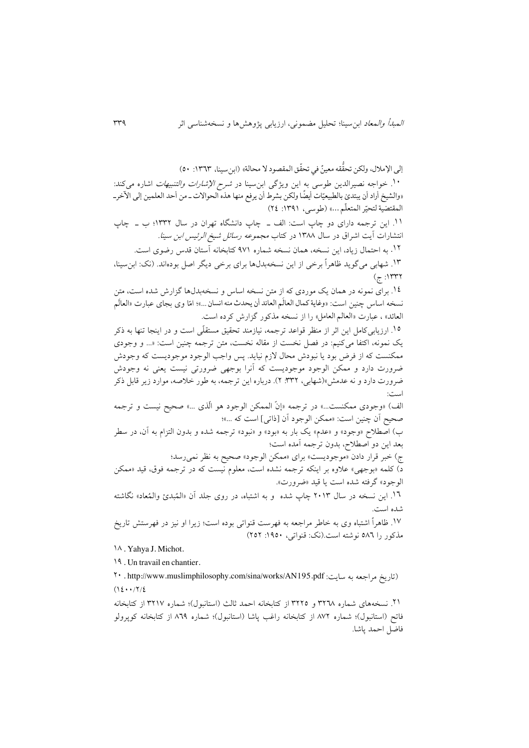إلی الإملال، ولکن تحقُّقه معینٌ في تحقّق المقصود لا محالة» (ابن‌سینا، ۱۳٦۳: ٥٠)

١٠. خواجه نصیرالدین طوسی به این ویژگی ابن‌سینا در *شرح الإشارات والتنبیهات* اشاره می‌کند: «والشیخ أراد أن یبتدئ بالطبیعیّات أیضًا ولکن بشرط أن یرفع منها هذه الحوالات ـ من أحد العلمین إلی الآخرـ المقتضیة لتحیّر المتعلّم ...» (طوسی، ۱۳۹۱: ٢٤)

١١. این ترجمه دارای دو چاپ است: الف ـ چاپ دانشگاه تهران در سال ١٣٣٢؛ ب ـ چاپ انتشارات آیت اشراق در سال ١٣٨٨ در کتاب *مجموعه رسائل شیخ الرئیس ابن سینا*.

١٢. به احتمال زیاد، این نسخه، همان نسخه شماره ٩٧١ کتابخانه آستان قدس رضوی است.

١٣. شهابی می‌گوید ظاهراً برخی از این نسخه‌بدل‌ها برای برخی دیگر اصل بوده‌اند. (نک: ابن‌سینا، ١٣٣٢: ج)

١٤. برای نمونه در همان یک موردی که از متن نسخه اساس و نسخه‌بدل‌ها گزارش شده است، متن نسخه اساس چنین است: «وغایة کمال العالَم العائد أن یحدث منه انسان ...»؛ امّا وی بجای عبارت «العالَم العائد» ، عبارت «العالم العامل» را از نسخه مذکور گزارش کرده است.

١٥. ارزیابی‌کامل این اثر از منظر قواعد ترجمه، نیازمند تحقیق مستقلّی است و در اینجا تنها به ذکر یک نمونه، اکتفا می‌کنیم: در فصل نخست از مقاله نخست، متن ترجمه چنین است: «... و وجودی ممکنست که از فرض بود یا نبودش محال لازم نیاید. پس واجب الوجود موجودیست که وجودش ضرورت دارد و ممکن الوجود موجودیست که آنرا بوجهی ضرورتی نیست یعنی نه وجودش ضرورت دارد و نه عدمش»(شهابی، ٣٣٢: ٢). درباره این ترجمه، به طور خلاصه، موارد زیر قابل ذکر است:

الف) «وجودی ممکنست...» در ترجمه «إنّ الممکن الوجود هو الّذی ...» صحیح نیست و ترجمه صحیح آن چنین است: «ممکن الوجود آن [ذاتی] است که ...»؛

ب) اصطلاح «وجود» و «عدم» یک بار به «بود» و «نبود» ترجمه شده و بدون التزام به آن، در سطر بعد این دو اصطلاح، بدون ترجمه آمده است؛

ج) خبر قرار دادن «موجودیست» برای «ممکن الوجود» صحیح به نظر نمی‌رسد؛

د) کلمه «بوجهی» علاوه بر اینکه ترجمه نشده است، معلوم نیست که در ترجمه فوق، قید «ممکن الوجود» گرفته شده است یا قید «ضرورت».

١٦. این نسخه در سال ٢٠١٣ چاپ شده و به اشتباه، در روی جلد آن «المُبدئ والمُعاد» نگاشته شده است.

١٧. ظاهراً اشتباه وی به خاطر مراجعه به فهرست قنواتی بوده است؛ زیرا او نیز در فهرستش تاریخ مذکور را ٥٨٦ نوشته است.(نک: قنواتی، ١٩٥٠: ٢٥٢)

١٨. Yahya J. Michot.

١٩. Un travail en chantier.

٢٠. http://www.muslimphilosophy.com/sina/works/AN195.pdf (تاریخ مراجعه به سایت: ١٤٠٠/٢/٤)

٢١. نسخه‌های شماره ٣٢٦٨ و ٣٢٢٥ از کتابخانه احمد ثالث (استانبول)؛ شماره ٣٢١٧ از کتابخانه فاتح (استانبول)؛ شماره ٨٧٢ از کتابخانه راغب پاشا (استانبول)؛ شماره ٨٦٩ از کتابخانه کوپرولو فاضل احمد پاشا.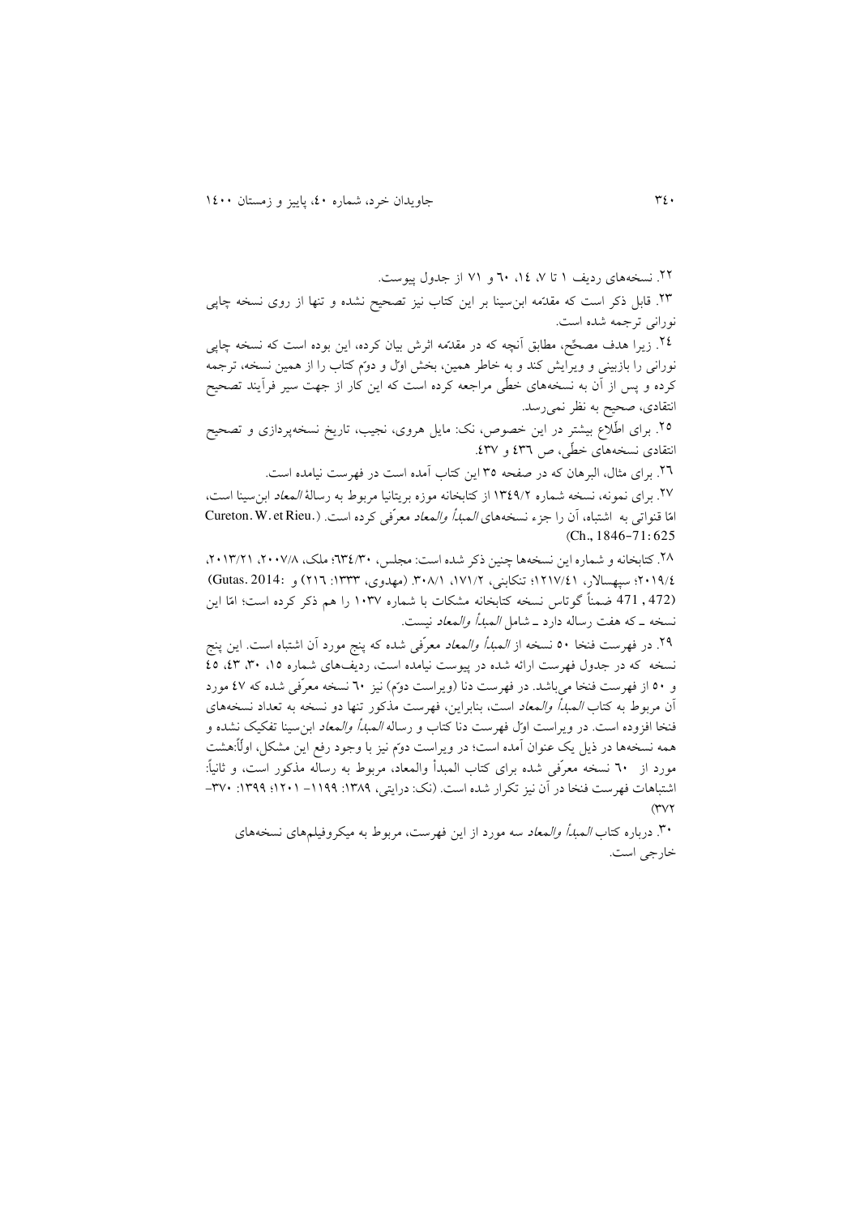۲۲. نسخه‌های ردیف ۱ تا ۷، ۱۴، ۶۰ و ۷۱ از جدول پیوست.

۲۳. قابل ذکر است که مقدّمه ابن‌سینا بر این کتاب نیز تصحیح نشده و تنها از روی نسخه چاپی نورانی ترجمه شده است.

۲۴. زیرا هدف مصحّح، مطابق آنچه که در مقدّمه اثرش بیان کرده، این بوده است که نسخه چاپی نورانی را بازبینی و ویرایش کند و به خاطر همین، بخش اوّل و دوّم کتاب را از همین نسخه، ترجمه کرده و پس از آن به نسخه‌های خطّی مراجعه کرده است که این کار از جهت سیر فرآیند تصحیح انتقادی، صحیح به نظر نمی‌رسد.

۲۵. برای اطّلاع بیشتر در این خصوص، نک: مایل هروی، نجیب، تاریخ نسخه‌پردازی و تصحیح انتقادی نسخه‌های خطّی، ص ۴۳۶ و ۴۳۷.

۲۶. برای مثال، البرهان که در صفحه ۳۵ این کتاب آمده است در فهرست نیامده است.

۲۷. برای نمونه، نسخه شماره ۱۳۴۹/۲ از کتابخانه موزه بریتانیا مربوط به رسالهٔ *المعاد* ابن‌سینا است، امّا قنواتی به اشتباه، آن را جزء نسخه‌های *المبدأ والمعاد* معرّفی کرده است. (Cureton. W. et Rieu. (Ch., 1846-71: 625

۲۸. کتابخانه و شماره این نسخه‌ها چنین ذکر شده است: مجلس، ۶۳۴/۳۰؛ ملک، ۲۰۰۷/۸، ۲۰۱۳/۲۱، ۲۰۱۹/۴؛ سپهسالار، ۱۲۱۷/۴۱؛ تنکابنی، ۱۷۱/۲، ۳۰۸/۱. (مهدوی، ۱۳۳۳: ۲۱۶) و :Gutas. 2014) (472 ,471 ضمناً گوتاس نسخه کتابخانه مشکات با شماره ۱۰۳۷ را هم ذکر کرده است؛ امّا این نسخه ـ که هفت رساله دارد ـ شامل *المبدأ والمعاد* نیست.

۲۹. در فهرست فنخا ۵۰ نسخه از *المبدأ والمعاد* معرّفی شده که پنج مورد آن اشتباه است. این پنج نسخه که در جدول فهرست ارائه شده در پیوست نیامده است، ردیف‌های شماره ۱۵، ۳۰، ۴۳، ۴۵ و ۵۰ از فهرست فنخا می‌باشد. در فهرست دنا (ویراست دوّم) نیز ۶۰ نسخه معرّفی شده که ۴۷ مورد آن مربوط به کتاب *المبدأ والمعاد* است، بنابراین، فهرست مذکور تنها دو نسخه به تعداد نسخه‌های فنخا افزوده است. در ویراست اوّل فهرست دنا کتاب و رساله *المبدأ والمعاد* ابن‌سینا تفکیک نشده و همه نسخه‌ها در ذیل یک عنوان آمده است؛ در ویراست دوّم نیز با وجود رفع این مشکل، اولاً:هشت مورد از ۶۰ نسخه معرّفی شده برای کتاب المبدأ والمعاد، مربوط به رساله مذکور است، و ثانیاً: اشتباهات فهرست فنخا در آن نیز تکرار شده است. (نک: درایتی، ۱۳۸۹: ۱۱۹۹- ۱۲۰۱؛ ۱۳۹۹: ۳۷۰- ۳۷۲)

۳۰. درباره کتاب *المبدأ والمعاد* سه مورد از این فهرست، مربوط به میکروفیلم‌های نسخه‌های خارجی است.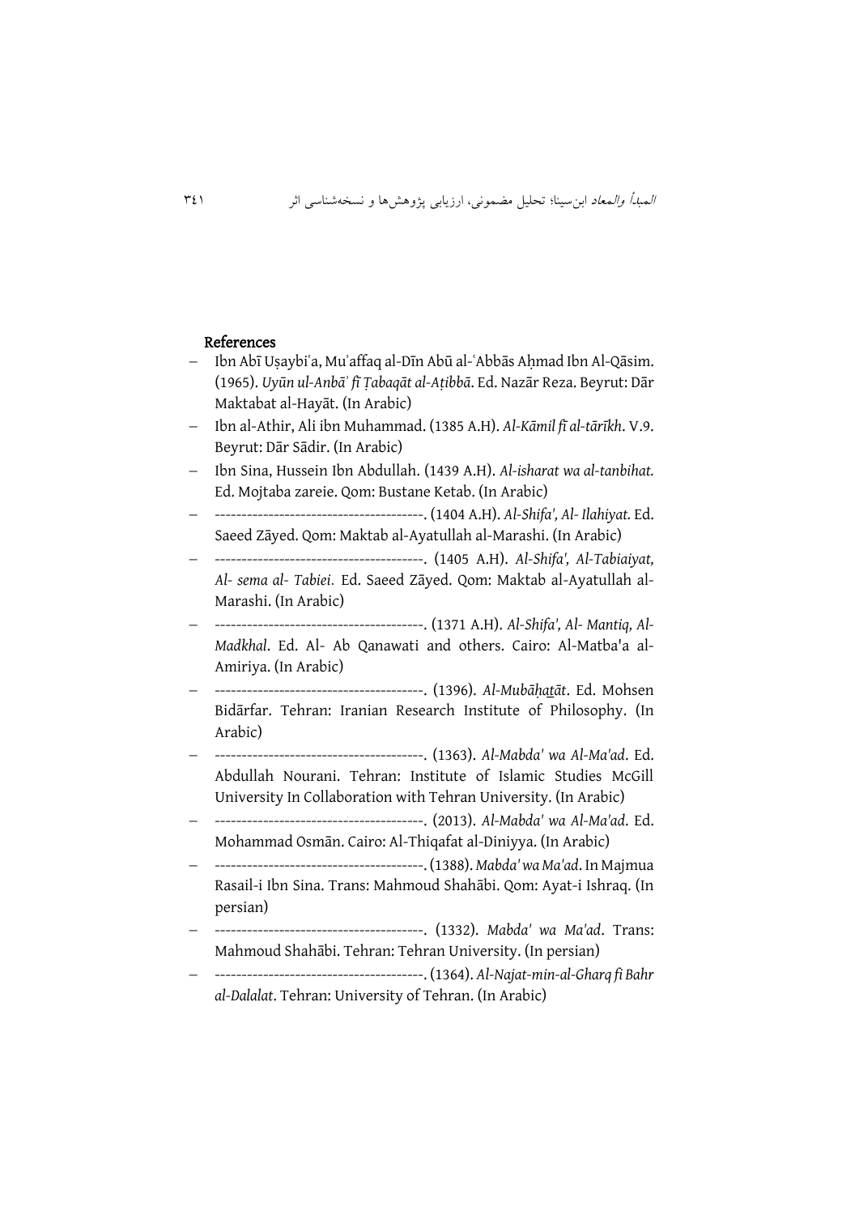## References

- Ibn Abī Uṣaybiʿa, Muʾaffaq al-Dīn Abū al-ʿAbbās Aḥmad Ibn Al-Qāsim. (1965). *Uyūn ul-Anbāʾ fī Ṭabaqāt al-Aṭibbā*. Ed. Nazār Reza. Beyrut: Dār Maktabat al-Hayāt. (In Arabic)
- Ibn al-Athir, Ali ibn Muhammad. (1385 A.H). *Al-Kāmil fī al-tārīkh*. V.9. Beyrut: Dār Sādir. (In Arabic)
- Ibn Sina, Hussein Ibn Abdullah. (1439 A.H). *Al-isharat wa al-tanbihat.* Ed. Mojtaba zareie. Qom: Bustane Ketab. (In Arabic)
- ---------------------------------------. (1404 A.H). *Al-Shifa', Al- Ilahiyat.* Ed. Saeed Zāyed. Qom: Maktab al-Ayatullah al-Marashi. (In Arabic)
- ---------------------------------------. (1405 A.H). *Al-Shifa', Al-Tabiaiyat, Al- sema al- Tabiei.* Ed. Saeed Zāyed. Qom: Maktab al-Ayatullah al-Marashi. (In Arabic)
- ---------------------------------------. (1371 A.H). *Al-Shifa', Al- Mantiq, Al-Madkhal*. Ed. Al- Ab Qanawati and others. Cairo: Al-Matba'a al-Amiriya. (In Arabic)
- ---------------------------------------. (1396). *Al-Mubāḥaṯāt*. Ed. Mohsen Bidārfar. Tehran: Iranian Research Institute of Philosophy. (In Arabic)
- ---------------------------------------. (1363). *Al-Mabda' wa Al-Ma'ad*. Ed. Abdullah Nourani. Tehran: Institute of Islamic Studies McGill University In Collaboration with Tehran University. (In Arabic)
- ---------------------------------------. (2013). *Al-Mabda' wa Al-Ma'ad*. Ed. Mohammad Osmān. Cairo: Al-Thiqafat al-Diniyya. (In Arabic)
- ---------------------------------------. (1388). *Mabda' wa Ma'ad*. In Majmua Rasail-i Ibn Sina. Trans: Mahmoud Shahābi. Qom: Ayat-i Ishraq. (In persian)
- ---------------------------------------. (1332). *Mabda' wa Ma'ad*. Trans: Mahmoud Shahābi. Tehran: Tehran University. (In persian)
- ---------------------------------------. (1364). *Al-Najat-min-al-Gharq fi Bahr al-Dalalat*. Tehran: University of Tehran. (In Arabic)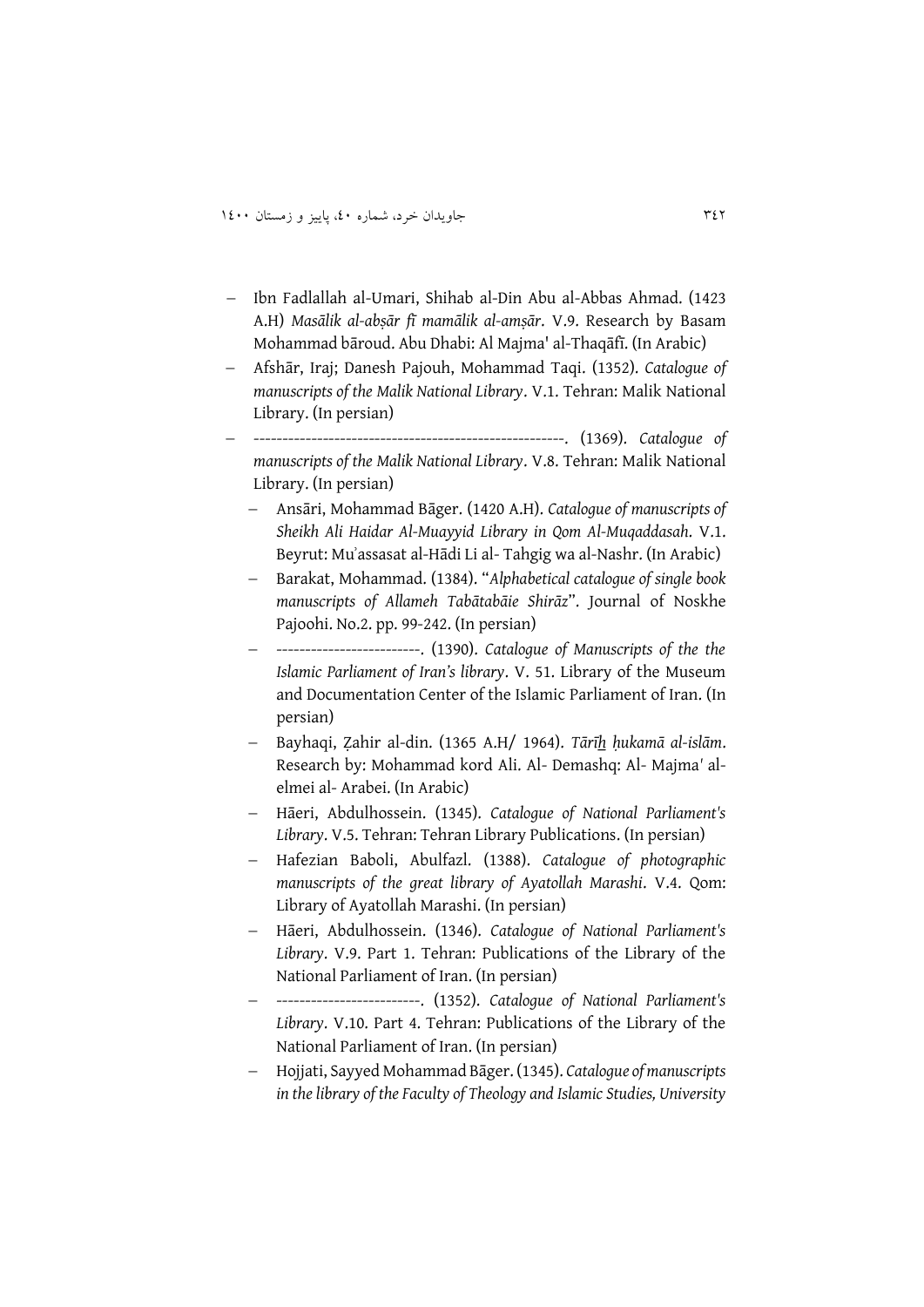- Ibn Fadlallah al-Umari, Shihab al-Din Abu al-Abbas Ahmad. (1423 A.H) *Masālik al-abṣār fī mamālik al-amṣār*. V.9. Research by Basam Mohammad bāroud. Abu Dhabi: Al Majma' al-Thaqāfī. (In Arabic)
- Afshār, Iraj; Danesh Pajouh, Mohammad Taqi. (1352). *Catalogue of manuscripts of the Malik National Library*. V.1. Tehran: Malik National Library. (In persian)
- ------------------------------------------------------. (1369). *Catalogue of manuscripts of the Malik National Library*. V.8. Tehran: Malik National Library. (In persian)
  - Ansāri, Mohammad Bāger. (1420 A.H). *Catalogue of manuscripts of Sheikh Ali Haidar Al-Muayyid Library in Qom Al-Muqaddasah*. V.1. Beyrut: Muʾassasat al-Hādi Li al- Tahgig wa al-Nashr. (In Arabic)
  - Barakat, Mohammad. (1384). "*Alphabetical catalogue of single book manuscripts of Allameh Tabātabāie Shirāz*". Journal of Noskhe Pajoohi. No.2. pp. 99-242. (In persian)
  - -------------------------. (1390). *Catalogue of Manuscripts of the the Islamic Parliament of Iran's library*. V. 51. Library of the Museum and Documentation Center of the Islamic Parliament of Iran. (In persian)
  - Bayhaqi, Ẓahir al-din. (1365 A.H/ 1964). *Tārīḫ ḥukamā al-islām*. Research by: Mohammad kord Ali. Al- Demashq: Al- Majma' al-elmei al- Arabei. (In Arabic)
  - Hāeri, Abdulhossein. (1345). *Catalogue of National Parliament's Library*. V.5. Tehran: Tehran Library Publications. (In persian)
  - Hafezian Baboli, Abulfazl. (1388). *Catalogue of photographic manuscripts of the great library of Ayatollah Marashi*. V.4. Qom: Library of Ayatollah Marashi. (In persian)
  - Hāeri, Abdulhossein. (1346). *Catalogue of National Parliament's Library*. V.9. Part 1. Tehran: Publications of the Library of the National Parliament of Iran. (In persian)
  - -------------------------. (1352). *Catalogue of National Parliament's Library*. V.10. Part 4. Tehran: Publications of the Library of the National Parliament of Iran. (In persian)
  - Hojjati, Sayyed Mohammad Bāger. (1345). *Catalogue of manuscripts in the library of the Faculty of Theology and Islamic Studies, University*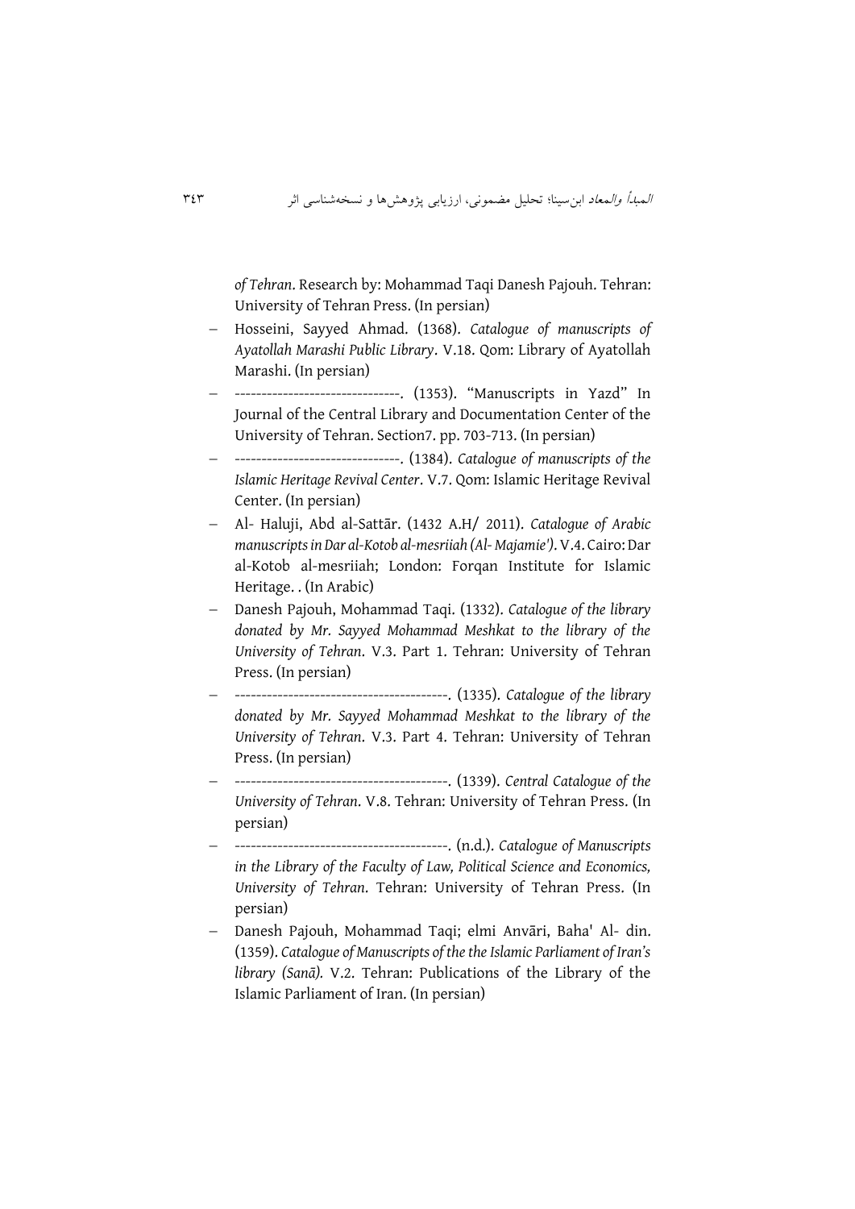*of Tehran*. Research by: Mohammad Taqi Danesh Pajouh. Tehran: University of Tehran Press. (In persian)

- Hosseini, Sayyed Ahmad. (1368). *Catalogue of manuscripts of Ayatollah Marashi Public Library*. V.18. Qom: Library of Ayatollah Marashi. (In persian)
- -------------------------------. (1353). "Manuscripts in Yazd" In Journal of the Central Library and Documentation Center of the University of Tehran. Section7. pp. 703-713. (In persian)
- -------------------------------. (1384). *Catalogue of manuscripts of the Islamic Heritage Revival Center*. V.7. Qom: Islamic Heritage Revival Center. (In persian)
- Al- Haluji, Abd al-Sattār. (1432 A.H/ 2011). *Catalogue of Arabic manuscripts in Dar al-Kotob al-mesriiah (Al- Majamie')*. V.4. Cairo: Dar al-Kotob al-mesriiah; London: Forqan Institute for Islamic Heritage. . (In Arabic)
- Danesh Pajouh, Mohammad Taqi. (1332). *Catalogue of the library donated by Mr. Sayyed Mohammad Meshkat to the library of the University of Tehran*. V.3. Part 1. Tehran: University of Tehran Press. (In persian)
- ----------------------------------------. (1335). *Catalogue of the library donated by Mr. Sayyed Mohammad Meshkat to the library of the University of Tehran*. V.3. Part 4. Tehran: University of Tehran Press. (In persian)
- ----------------------------------------. (1339). *Central Catalogue of the University of Tehran*. V.8. Tehran: University of Tehran Press. (In persian)
- ----------------------------------------. (n.d.). *Catalogue of Manuscripts in the Library of the Faculty of Law, Political Science and Economics, University of Tehran*. Tehran: University of Tehran Press. (In persian)
- Danesh Pajouh, Mohammad Taqi; elmi Anvāri, Baha' Al- din. (1359). *Catalogue of Manuscripts of the the Islamic Parliament of Iran's library (Sanā).* V.2. Tehran: Publications of the Library of the Islamic Parliament of Iran. (In persian)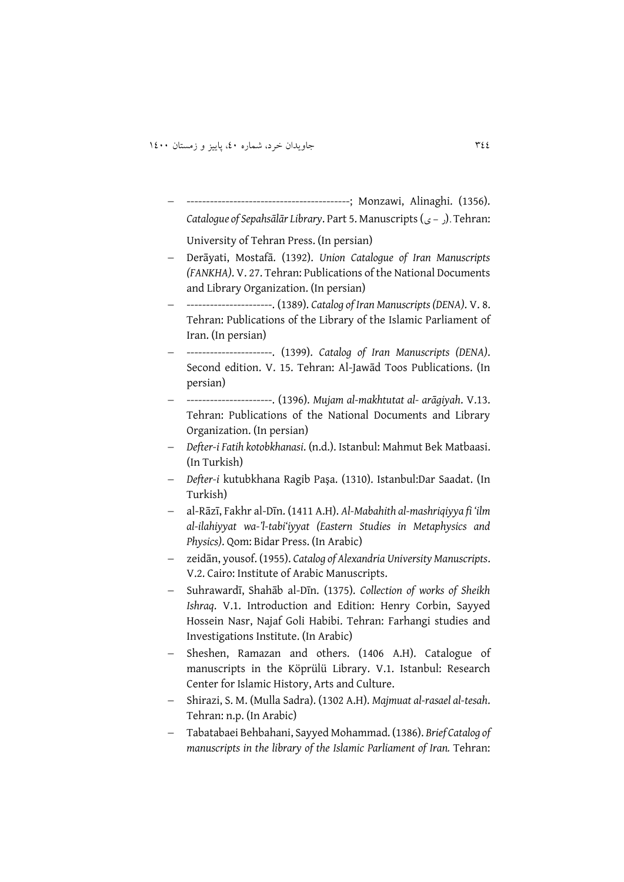- ------------------------------------------; Monzawi, Alinaghi. (1356). *Catalogue of Sepahsālār Library*. Part 5. Manuscripts (ر - ی). Tehran: University of Tehran Press. (In persian)
- Derāyati, Mostafā. (1392). *Union Catalogue of Iran Manuscripts (FANKHA)*. V. 27. Tehran: Publications of the National Documents and Library Organization. (In persian)
- ----------------------. (1389). *Catalog of Iran Manuscripts (DENA)*. V. 8. Tehran: Publications of the Library of the Islamic Parliament of Iran. (In persian)
- ----------------------. (1399). *Catalog of Iran Manuscripts (DENA)*. Second edition. V. 15. Tehran: Al-Jawād Toos Publications. (In persian)
- ----------------------. (1396). *Mujam al-makhtutat al- arāgiyah*. V.13. Tehran: Publications of the National Documents and Library Organization. (In persian)
- *Defter-i Fatih kotobkhanasi*. (n.d.). Istanbul: Mahmut Bek Matbaasi. (In Turkish)
- *Defter-i* kutubkhana Ragib Paşa. (1310). Istanbul:Dar Saadat. (In Turkish)
- al-Rāzī, Fakhr al-Dīn. (1411 A.H). *Al-Mabahith al-mashriqiyya fi 'ilm al-ilahiyyat wa-'l-tabi'iyyat (Eastern Studies in Metaphysics and Physics)*. Qom: Bidar Press. (In Arabic)
- zeidān, yousof. (1955). *Catalog of Alexandria University Manuscripts*. V.2. Cairo: Institute of Arabic Manuscripts.
- Suhrawardī, Shahāb al-Dīn. (1375). *Collection of works of Sheikh Ishraq*. V.1. Introduction and Edition: Henry Corbin, Sayyed Hossein Nasr, Najaf Goli Habibi. Tehran: Farhangi studies and Investigations Institute. (In Arabic)
- Sheshen, Ramazan and others. (1406 A.H). Catalogue of manuscripts in the Köprülü Library. V.1. Istanbul: Research Center for Islamic History, Arts and Culture.
- Shirazi, S. M. (Mulla Sadra). (1302 A.H). *Majmuat al-rasael al-tesah*. Tehran: n.p. (In Arabic)
- Tabatabaei Behbahani, Sayyed Mohammad. (1386). *Brief Catalog of manuscripts in the library of the Islamic Parliament of Iran.* Tehran: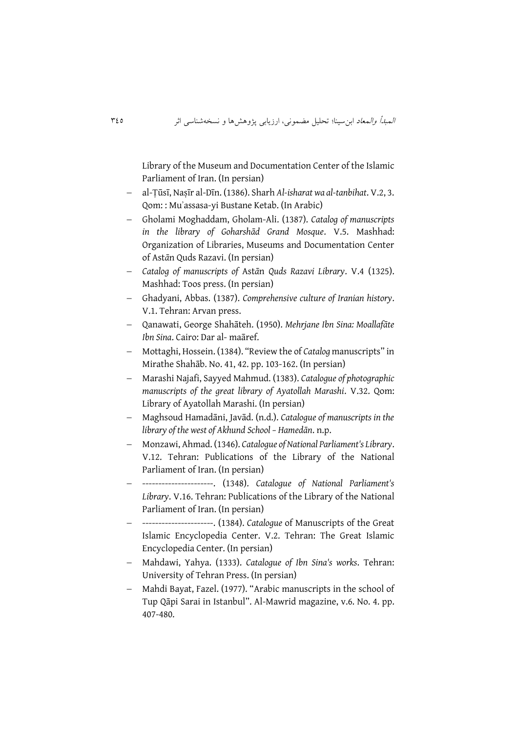Library of the Museum and Documentation Center of the Islamic Parliament of Iran. (In persian)

- al-Ṭūsī, Naṣīr al-Dīn. (1386). Sharh *Al-isharat wa al-tanbihat*. V.2, 3. Qom: : Muʾassasa-yi Bustane Ketab. (In Arabic)
- Gholami Moghaddam, Gholam-Ali. (1387). *Catalog of manuscripts in the library of Goharshād Grand Mosque*. V.5. Mashhad: Organization of Libraries, Museums and Documentation Center of Astān Quds Razavi. (In persian)
- *Catalog of manuscripts of* Astān *Quds Razavi Library*. V.4 (1325). Mashhad: Toos press. (In persian)
- Ghadyani, Abbas. (1387). *Comprehensive culture of Iranian history*. V.1. Tehran: Arvan press.
- Qanawati, George Shahāteh. (1950). *Mehrjane Ibn Sina: Moallafāte Ibn Sina*. Cairo: Dar al- maāref.
- Mottaghi, Hossein. (1384). "Review the of *Catalog* manuscripts" in Mirathe Shahāb. No. 41, 42. pp. 103-162. (In persian)
- Marashi Najafi, Sayyed Mahmud. (1383). *Catalogue of photographic manuscripts of the great library of Ayatollah Marashi*. V.32. Qom: Library of Ayatollah Marashi. (In persian)
- Maghsoud Hamadāni, Javād. (n.d.). *Catalogue of manuscripts in the library of the west of Akhund School – Hamedān*. n.p.
- Monzawi, Ahmad. (1346). *Catalogue of National Parliament's Library*. V.12. Tehran: Publications of the Library of the National Parliament of Iran. (In persian)
- ----------------------. (1348). *Catalogue of National Parliament's Library*. V.16. Tehran: Publications of the Library of the National Parliament of Iran. (In persian)
- ----------------------. (1384). *Catalogue* of Manuscripts of the Great Islamic Encyclopedia Center. V.2. Tehran: The Great Islamic Encyclopedia Center. (In persian)
- Mahdawi, Yahya. (1333). *Catalogue of Ibn Sina's works*. Tehran: University of Tehran Press. (In persian)
- Mahdi Bayat, Fazel. (1977). "Arabic manuscripts in the school of Tup Qāpi Sarai in Istanbul". Al-Mawrid magazine, v.6. No. 4. pp. 407-480.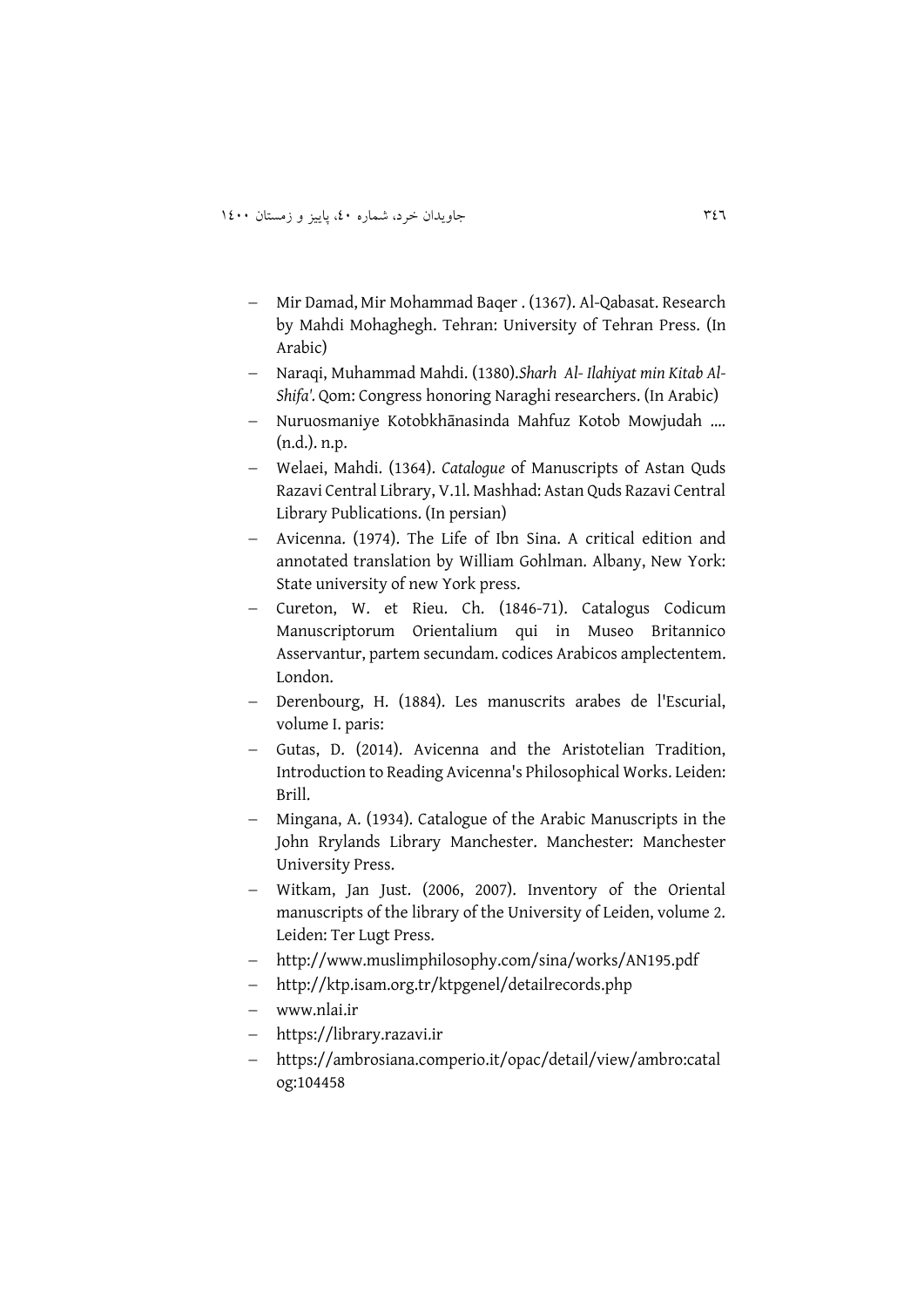- Mir Damad, Mir Mohammad Baqer . (1367). Al-Qabasat. Research by Mahdi Mohaghegh. Tehran: University of Tehran Press. (In Arabic)
- Naraqi, Muhammad Mahdi. (1380).*Sharh Al- Ilahiyat min Kitab Al-Shifa'*. Qom: Congress honoring Naraghi researchers. (In Arabic)
- Nuruosmaniye Kotobkhānasinda Mahfuz Kotob Mowjudah .... (n.d.). n.p.
- Welaei, Mahdi. (1364). *Catalogue* of Manuscripts of Astan Quds Razavi Central Library, V.1l. Mashhad: Astan Quds Razavi Central Library Publications. (In persian)
- Avicenna. (1974). The Life of Ibn Sina. A critical edition and annotated translation by William Gohlman. Albany, New York: State university of new York press.
- Cureton, W. et Rieu. Ch. (1846-71). Catalogus Codicum Manuscriptorum Orientalium qui in Museo Britannico Asservantur, partem secundam. codices Arabicos amplectentem. London.
- Derenbourg, H. (1884). Les manuscrits arabes de l'Escurial, volume I. paris:
- Gutas, D. (2014). Avicenna and the Aristotelian Tradition, Introduction to Reading Avicenna's Philosophical Works. Leiden: Brill.
- Mingana, A. (1934). Catalogue of the Arabic Manuscripts in the John Rrylands Library Manchester. Manchester: Manchester University Press.
- Witkam, Jan Just. (2006, 2007). Inventory of the Oriental manuscripts of the library of the University of Leiden, volume 2. Leiden: Ter Lugt Press.
- http://www.muslimphilosophy.com/sina/works/AN195.pdf
- http://ktp.isam.org.tr/ktpgenel/detailrecords.php
- www.nlai.ir
- https://library.razavi.ir
- https://ambrosiana.comperio.it/opac/detail/view/ambro:catalog:104458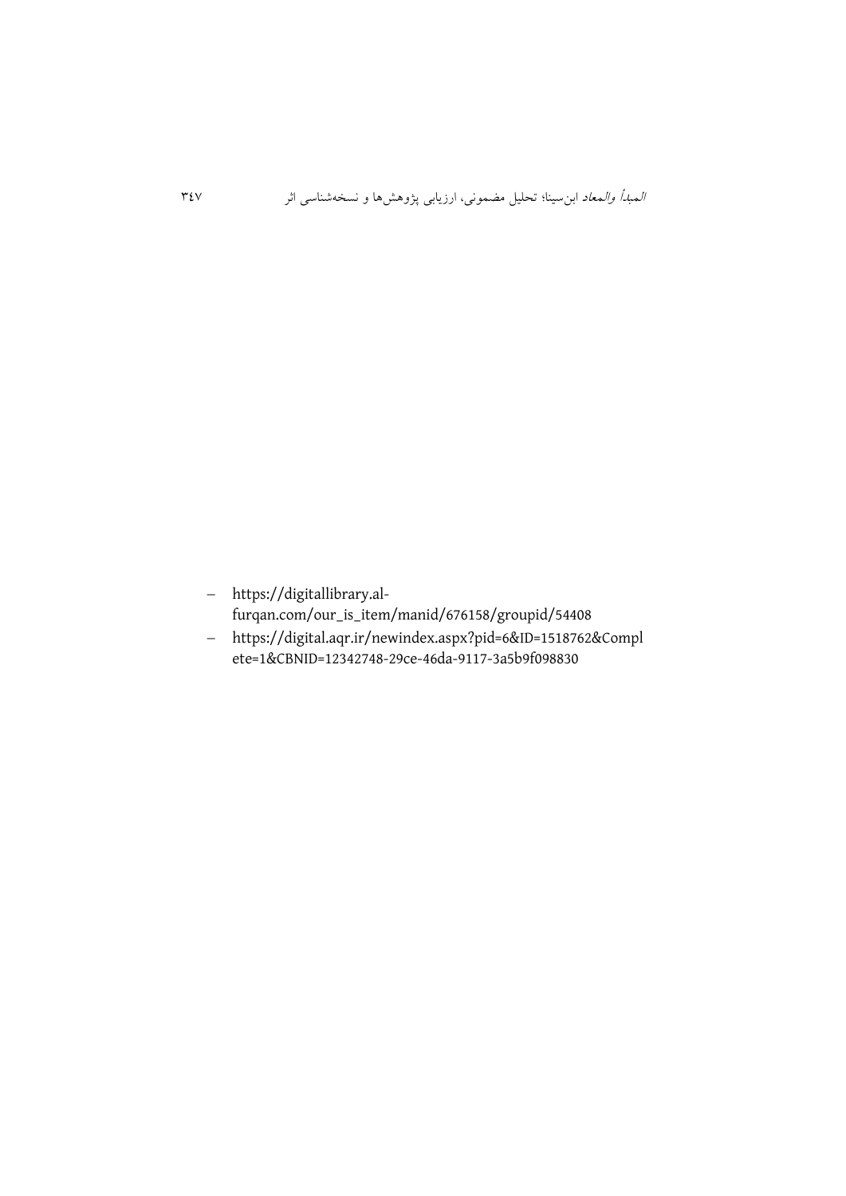- https://digitallibrary.al-furqan.com/our_is_item/manid/676158/groupid/54408
- https://digital.aqr.ir/newindex.aspx?pid=6&ID=1518762&Complete=1&CBNID=12342748-29ce-46da-9117-3a5b9f098830